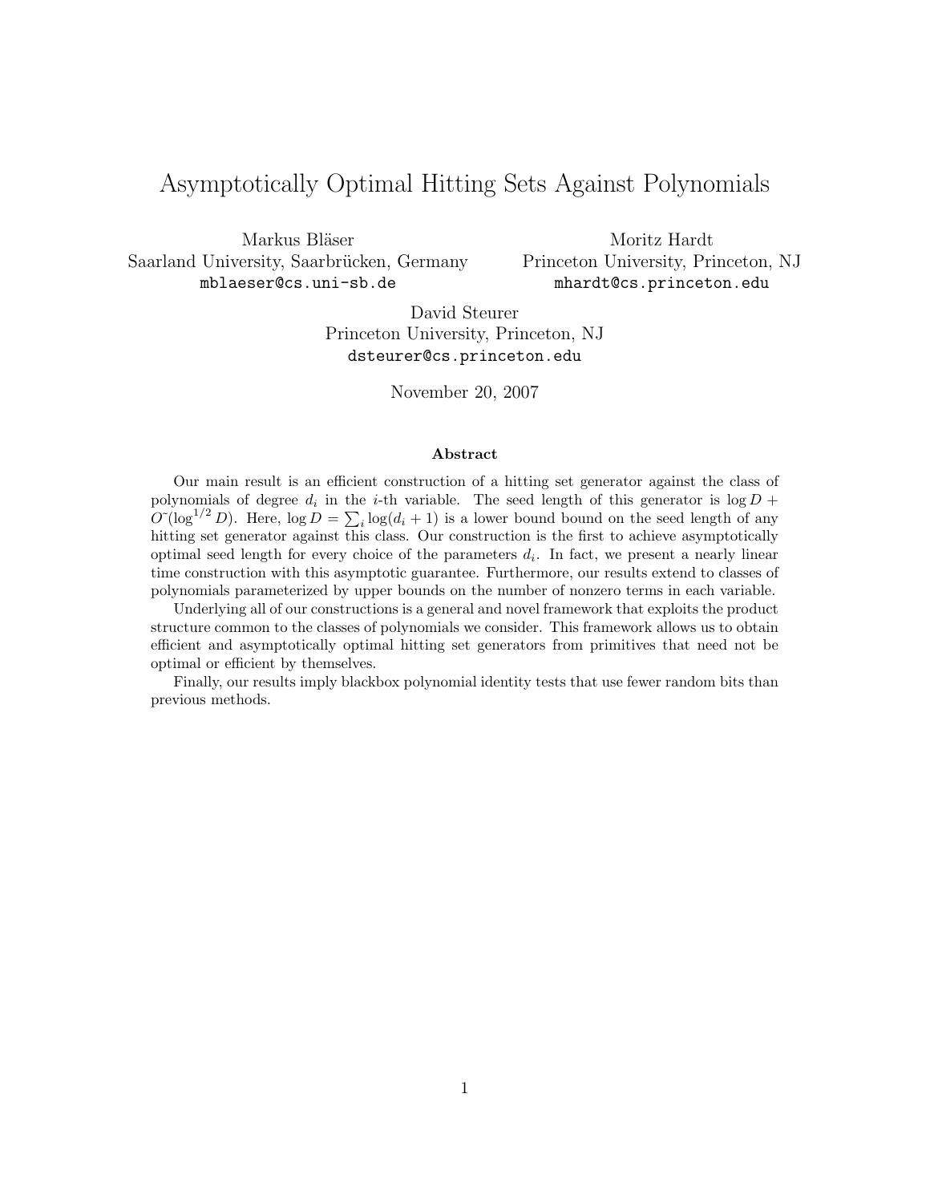# Asymptotically Optimal Hitting Sets Against Polynomials

Markus Bläser
Saarland University, Saarbrücken, Germany
mblaeser@cs.uni-sb.de

Moritz Hardt
Princeton University, Princeton, NJ
mhardt@cs.princeton.edu

David Steurer
Princeton University, Princeton, NJ
dsteurer@cs.princeton.edu

November 20, 2007

### Abstract

Our main result is an efficient construction of a hitting set generator against the class of polynomials of degree $d_i$ in the $i$-th variable. The seed length of this generator is $\log D + \tilde{O}(\log^{1/2} D)$. Here, $\log D = \sum_i \log(d_i + 1)$ is a lower bound bound on the seed length of any hitting set generator against this class. Our construction is the first to achieve asymptotically optimal seed length for every choice of the parameters $d_i$. In fact, we present a nearly linear time construction with this asymptotic guarantee. Furthermore, our results extend to classes of polynomials parameterized by upper bounds on the number of nonzero terms in each variable.

Underlying all of our constructions is a general and novel framework that exploits the product structure common to the classes of polynomials we consider. This framework allows us to obtain efficient and asymptotically optimal hitting set generators from primitives that need not be optimal or efficient by themselves.

Finally, our results imply blackbox polynomial identity tests that use fewer random bits than previous methods.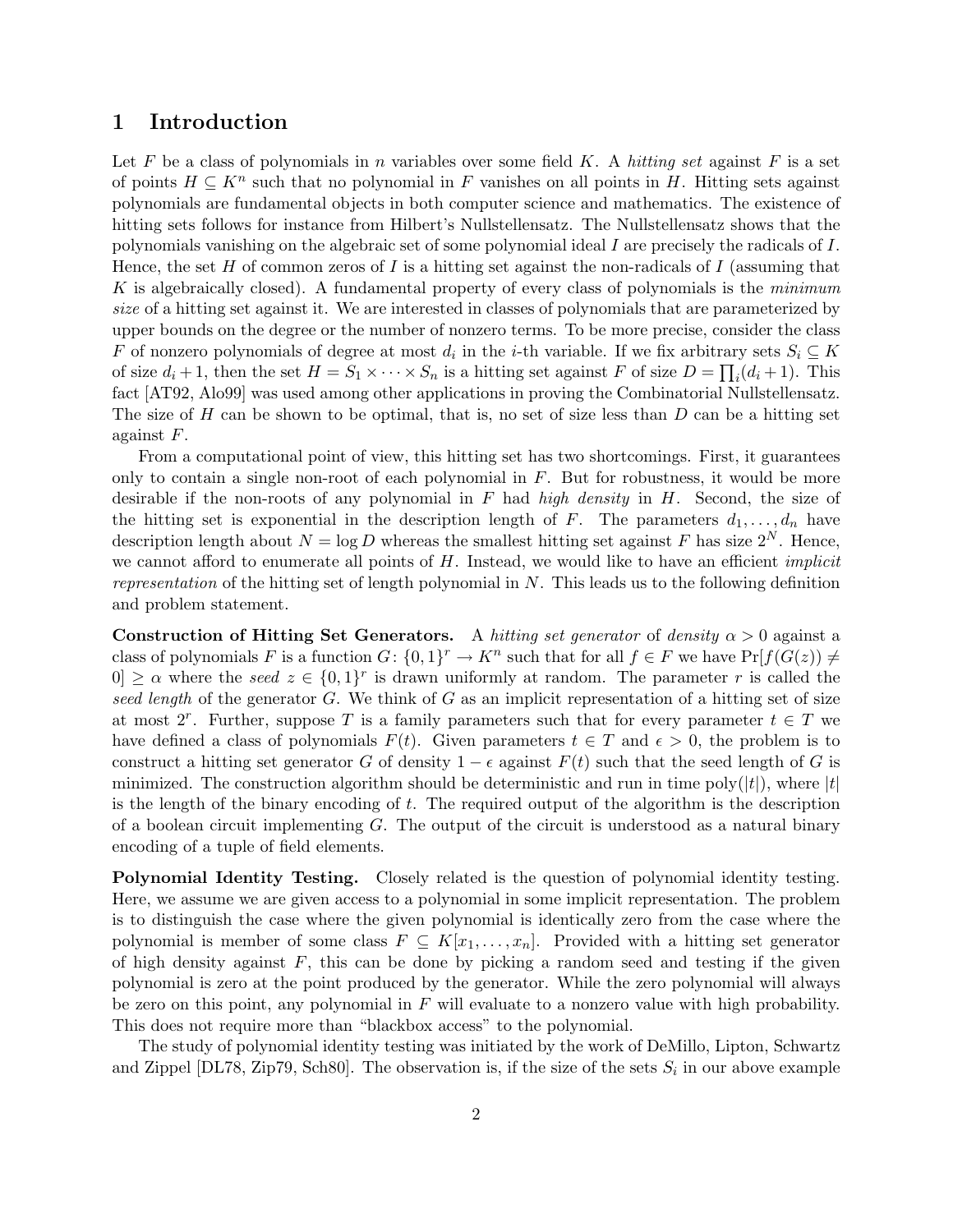# 1 Introduction

Let $F$ be a class of polynomials in $n$ variables over some field $K$. A *hitting set* against $F$ is a set of points $H \subseteq K^n$ such that no polynomial in $F$ vanishes on all points in $H$. Hitting sets against polynomials are fundamental objects in both computer science and mathematics. The existence of hitting sets follows for instance from Hilbert's Nullstellensatz. The Nullstellensatz shows that the polynomials vanishing on the algebraic set of some polynomial ideal $I$ are precisely the radicals of $I$. Hence, the set $H$ of common zeros of $I$ is a hitting set against the non-radicals of $I$ (assuming that $K$ is algebraically closed). A fundamental property of every class of polynomials is the *minimum size* of a hitting set against it. We are interested in classes of polynomials that are parameterized by upper bounds on the degree or the number of nonzero terms. To be more precise, consider the class $F$ of nonzero polynomials of degree at most $d_i$ in the $i$-th variable. If we fix arbitrary sets $S_i \subseteq K$ of size $d_i + 1$, then the set $H = S_1 \times \cdots \times S_n$ is a hitting set against $F$ of size $D = \prod_i (d_i + 1)$. This fact [AT92, Alo99] was used among other applications in proving the Combinatorial Nullstellensatz. The size of $H$ can be shown to be optimal, that is, no set of size less than $D$ can be a hitting set against $F$.

From a computational point of view, this hitting set has two shortcomings. First, it guarantees only to contain a single non-root of each polynomial in $F$. But for robustness, it would be more desirable if the non-roots of any polynomial in $F$ had *high density* in $H$. Second, the size of the hitting set is exponential in the description length of $F$. The parameters $d_1, \ldots, d_n$ have description length about $N = \log D$ whereas the smallest hitting set against $F$ has size $2^N$. Hence, we cannot afford to enumerate all points of $H$. Instead, we would like to have an efficient *implicit representation* of the hitting set of length polynomial in $N$. This leads us to the following definition and problem statement.

**Construction of Hitting Set Generators.** A *hitting set generator* of *density* $\alpha > 0$ against a class of polynomials $F$ is a function $G\colon \{0,1\}^r \to K^n$ such that for all $f \in F$ we have $\Pr[f(G(z)) \neq 0] \geq \alpha$ where the *seed* $z \in \{0,1\}^r$ is drawn uniformly at random. The parameter $r$ is called the *seed length* of the generator $G$. We think of $G$ as an implicit representation of a hitting set of size at most $2^r$. Further, suppose $T$ is a family parameters such that for every parameter $t \in T$ we have defined a class of polynomials $F(t)$. Given parameters $t \in T$ and $\epsilon > 0$, the problem is to construct a hitting set generator $G$ of density $1 - \epsilon$ against $F(t)$ such that the seed length of $G$ is minimized. The construction algorithm should be deterministic and run in time $\mathrm{poly}(|t|)$, where $|t|$ is the length of the binary encoding of $t$. The required output of the algorithm is the description of a boolean circuit implementing $G$. The output of the circuit is understood as a natural binary encoding of a tuple of field elements.

**Polynomial Identity Testing.** Closely related is the question of polynomial identity testing. Here, we assume we are given access to a polynomial in some implicit representation. The problem is to distinguish the case where the given polynomial is identically zero from the case where the polynomial is member of some class $F \subseteq K[x_1, \ldots, x_n]$. Provided with a hitting set generator of high density against $F$, this can be done by picking a random seed and testing if the given polynomial is zero at the point produced by the generator. While the zero polynomial will always be zero on this point, any polynomial in $F$ will evaluate to a nonzero value with high probability. This does not require more than "blackbox access" to the polynomial.

The study of polynomial identity testing was initiated by the work of DeMillo, Lipton, Schwartz and Zippel [DL78, Zip79, Sch80]. The observation is, if the size of the sets $S_i$ in our above example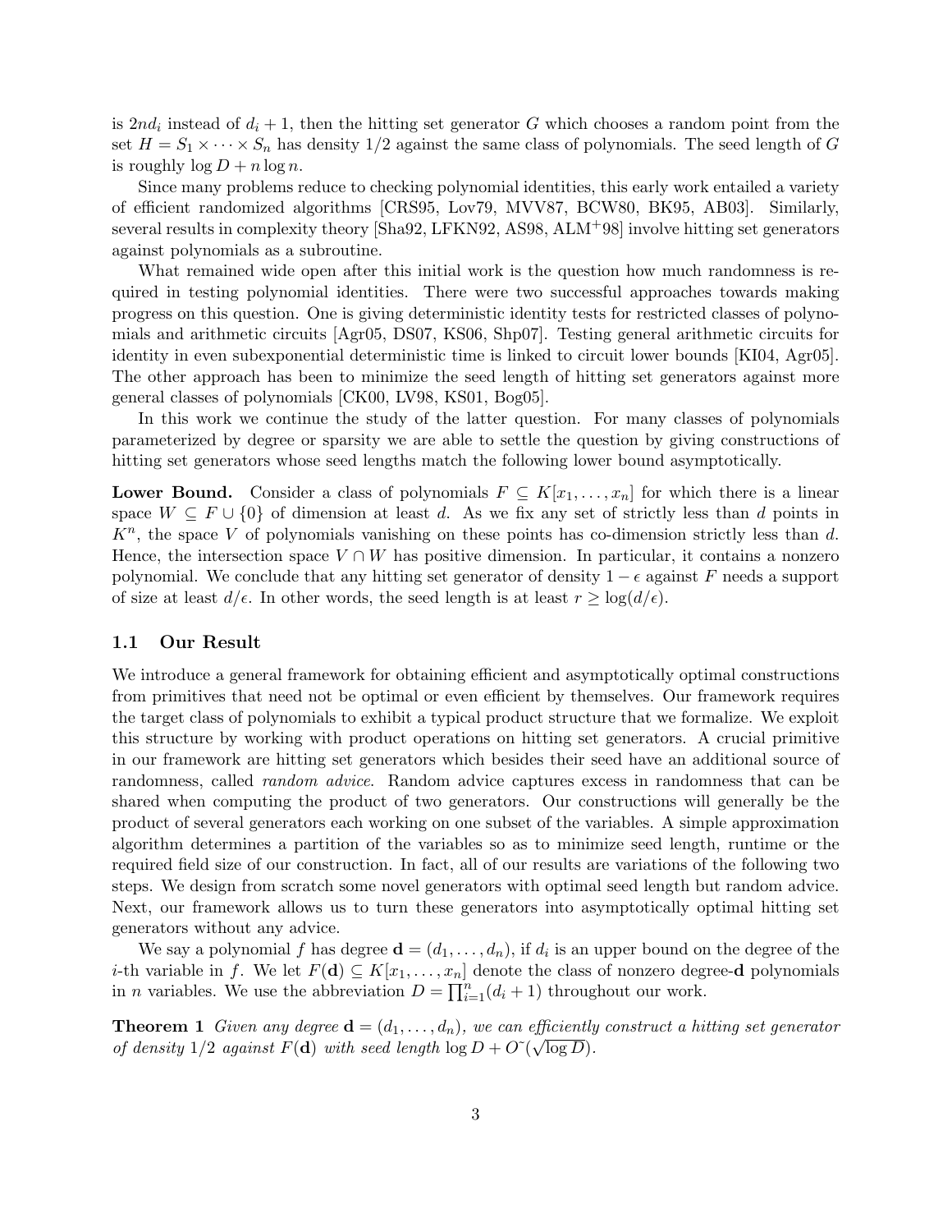is $2nd_i$ instead of $d_i + 1$, then the hitting set generator $G$ which chooses a random point from the set $H = S_1 \times \cdots \times S_n$ has density $1/2$ against the same class of polynomials. The seed length of $G$ is roughly $\log D + n \log n$.

Since many problems reduce to checking polynomial identities, this early work entailed a variety of efficient randomized algorithms [CRS95, Lov79, MVV87, BCW80, BK95, AB03]. Similarly, several results in complexity theory [Sha92, LFKN92, AS98, ALM+98] involve hitting set generators against polynomials as a subroutine.

What remained wide open after this initial work is the question how much randomness is required in testing polynomial identities. There were two successful approaches towards making progress on this question. One is giving deterministic identity tests for restricted classes of polynomials and arithmetic circuits [Agr05, DS07, KS06, Shp07]. Testing general arithmetic circuits for identity in even subexponential deterministic time is linked to circuit lower bounds [KI04, Agr05]. The other approach has been to minimize the seed length of hitting set generators against more general classes of polynomials [CK00, LV98, KS01, Bog05].

In this work we continue the study of the latter question. For many classes of polynomials parameterized by degree or sparsity we are able to settle the question by giving constructions of hitting set generators whose seed lengths match the following lower bound asymptotically.

**Lower Bound.** Consider a class of polynomials $F \subseteq K[x_1, \ldots, x_n]$ for which there is a linear space $W \subseteq F \cup \{0\}$ of dimension at least $d$. As we fix any set of strictly less than $d$ points in $K^n$, the space $V$ of polynomials vanishing on these points has co-dimension strictly less than $d$. Hence, the intersection space $V \cap W$ has positive dimension. In particular, it contains a nonzero polynomial. We conclude that any hitting set generator of density $1 - \epsilon$ against $F$ needs a support of size at least $d/\epsilon$. In other words, the seed length is at least $r \geq \log(d/\epsilon)$.

## 1.1 Our Result

We introduce a general framework for obtaining efficient and asymptotically optimal constructions from primitives that need not be optimal or even efficient by themselves. Our framework requires the target class of polynomials to exhibit a typical product structure that we formalize. We exploit this structure by working with product operations on hitting set generators. A crucial primitive in our framework are hitting set generators which besides their seed have an additional source of randomness, called *random advice*. Random advice captures excess in randomness that can be shared when computing the product of two generators. Our constructions will generally be the product of several generators each working on one subset of the variables. A simple approximation algorithm determines a partition of the variables so as to minimize seed length, runtime or the required field size of our construction. In fact, all of our results are variations of the following two steps. We design from scratch some novel generators with optimal seed length but random advice. Next, our framework allows us to turn these generators into asymptotically optimal hitting set generators without any advice.

We say a polynomial $f$ has degree $\mathbf{d} = (d_1, \ldots, d_n)$, if $d_i$ is an upper bound on the degree of the $i$-th variable in $f$. We let $F(\mathbf{d}) \subseteq K[x_1, \ldots, x_n]$ denote the class of nonzero degree-$\mathbf{d}$ polynomials in $n$ variables. We use the abbreviation $D = \prod_{i=1}^{n}(d_i + 1)$ throughout our work.

**Theorem 1** *Given any degree $\mathbf{d} = (d_1, \ldots, d_n)$, we can efficiently construct a hitting set generator of density $1/2$ against $F(\mathbf{d})$ with seed length $\log D + \tilde{O}(\sqrt{\log D})$.*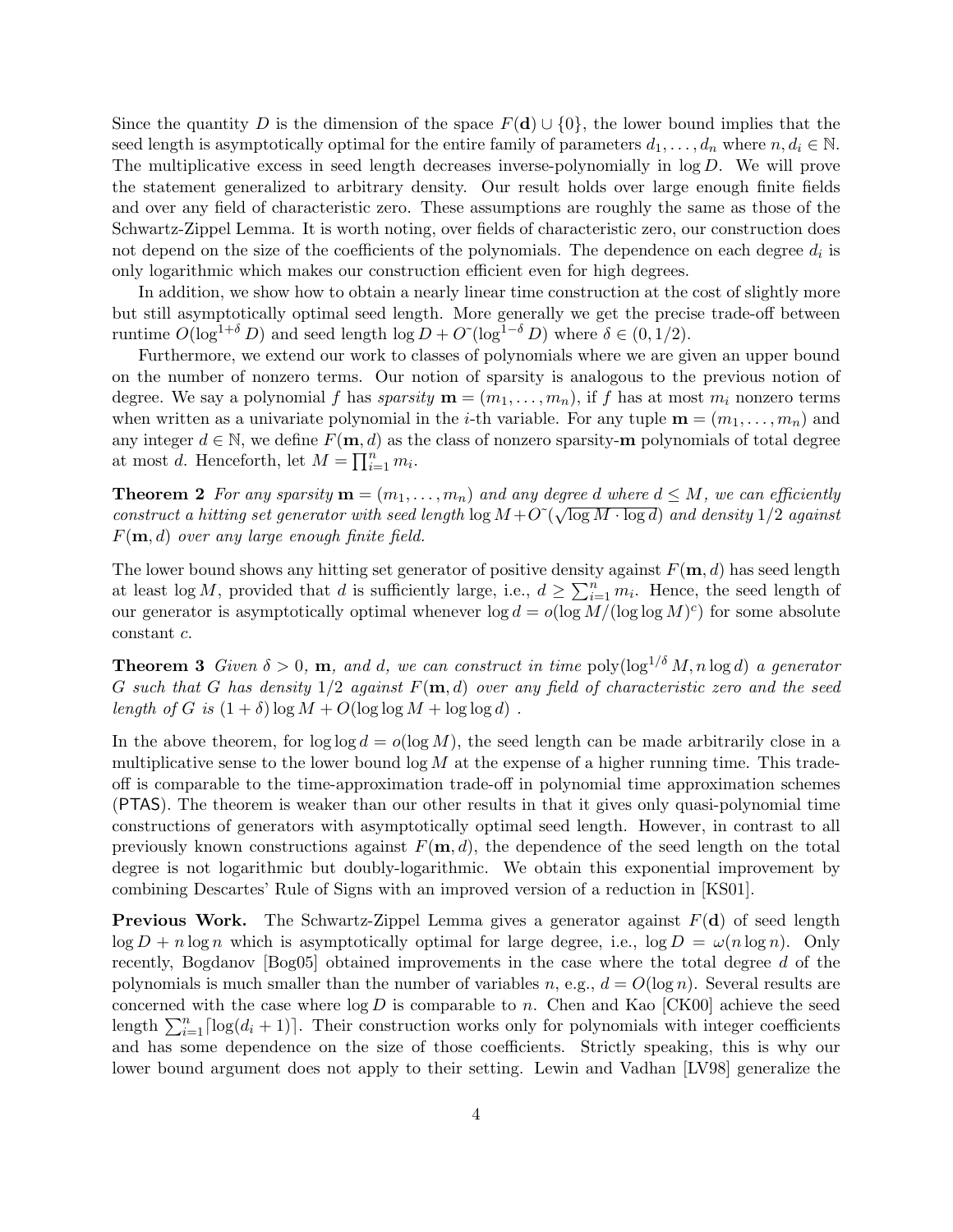Since the quantity $D$ is the dimension of the space $F(\mathbf{d}) \cup \{0\}$, the lower bound implies that the seed length is asymptotically optimal for the entire family of parameters $d_1, \ldots, d_n$ where $n, d_i \in \mathbb{N}$. The multiplicative excess in seed length decreases inverse-polynomially in $\log D$. We will prove the statement generalized to arbitrary density. Our result holds over large enough finite fields and over any field of characteristic zero. These assumptions are roughly the same as those of the Schwartz-Zippel Lemma. It is worth noting, over fields of characteristic zero, our construction does not depend on the size of the coefficients of the polynomials. The dependence on each degree $d_i$ is only logarithmic which makes our construction efficient even for high degrees.

In addition, we show how to obtain a nearly linear time construction at the cost of slightly more but still asymptotically optimal seed length. More generally we get the precise trade-off between runtime $O(\log^{1+\delta} D)$ and seed length $\log D + \tilde{O}(\log^{1-\delta} D)$ where $\delta \in (0, 1/2)$.

Furthermore, we extend our work to classes of polynomials where we are given an upper bound on the number of nonzero terms. Our notion of sparsity is analogous to the previous notion of degree. We say a polynomial $f$ has *sparsity* $\mathbf{m} = (m_1, \ldots, m_n)$, if $f$ has at most $m_i$ nonzero terms when written as a univariate polynomial in the $i$-th variable. For any tuple $\mathbf{m} = (m_1, \ldots, m_n)$ and any integer $d \in \mathbb{N}$, we define $F(\mathbf{m}, d)$ as the class of nonzero sparsity-$\mathbf{m}$ polynomials of total degree at most $d$. Henceforth, let $M = \prod_{i=1}^{n} m_i$.

**Theorem 2** *For any sparsity* $\mathbf{m} = (m_1, \ldots, m_n)$ *and any degree* $d$ *where* $d \leq M$*, we can efficiently construct a hitting set generator with seed length* $\log M + \tilde{O}(\sqrt{\log M \cdot \log d})$ *and density* $1/2$ *against* $F(\mathbf{m}, d)$ *over any large enough finite field.*

The lower bound shows any hitting set generator of positive density against $F(\mathbf{m}, d)$ has seed length at least $\log M$, provided that $d$ is sufficiently large, i.e., $d \geq \sum_{i=1}^{n} m_i$. Hence, the seed length of our generator is asymptotically optimal whenever $\log d = o(\log M / (\log \log M)^c)$ for some absolute constant $c$.

**Theorem 3** *Given* $\delta > 0$*,* $\mathbf{m}$*, and* $d$*, we can construct in time* $\mathrm{poly}(\log^{1/\delta} M, n \log d)$ *a generator* $G$ *such that* $G$ *has density* $1/2$ *against* $F(\mathbf{m}, d)$ *over any field of characteristic zero and the seed length of* $G$ *is* $(1 + \delta) \log M + O(\log \log M + \log \log d)$ .

In the above theorem, for $\log \log d = o(\log M)$, the seed length can be made arbitrarily close in a multiplicative sense to the lower bound $\log M$ at the expense of a higher running time. This trade-off is comparable to the time-approximation trade-off in polynomial time approximation schemes (PTAS). The theorem is weaker than our other results in that it gives only quasi-polynomial time constructions of generators with asymptotically optimal seed length. However, in contrast to all previously known constructions against $F(\mathbf{m}, d)$, the dependence of the seed length on the total degree is not logarithmic but doubly-logarithmic. We obtain this exponential improvement by combining Descartes' Rule of Signs with an improved version of a reduction in [KS01].

**Previous Work.** The Schwartz-Zippel Lemma gives a generator against $F(\mathbf{d})$ of seed length $\log D + n \log n$ which is asymptotically optimal for large degree, i.e., $\log D = \omega(n \log n)$. Only recently, Bogdanov [Bog05] obtained improvements in the case where the total degree $d$ of the polynomials is much smaller than the number of variables $n$, e.g., $d = O(\log n)$. Several results are concerned with the case where $\log D$ is comparable to $n$. Chen and Kao [CK00] achieve the seed length $\sum_{i=1}^{n} \lceil \log(d_i + 1) \rceil$. Their construction works only for polynomials with integer coefficients and has some dependence on the size of those coefficients. Strictly speaking, this is why our lower bound argument does not apply to their setting. Lewin and Vadhan [LV98] generalize the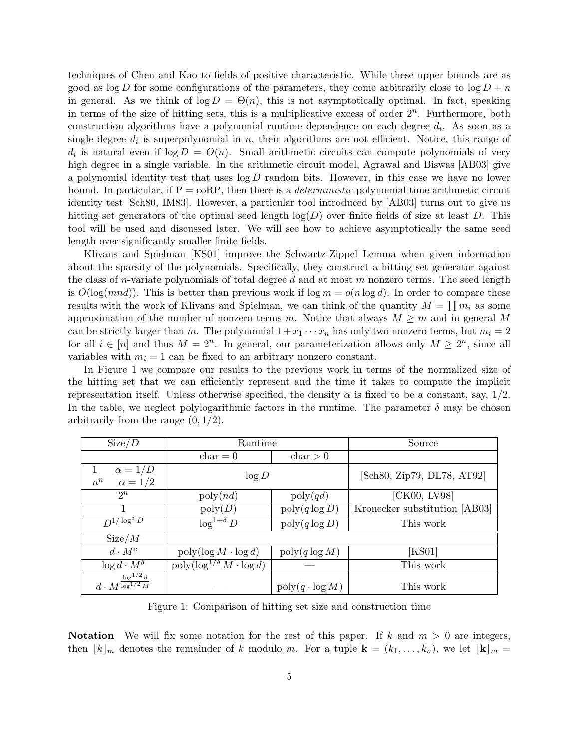techniques of Chen and Kao to fields of positive characteristic. While these upper bounds are as good as $\log D$ for some configurations of the parameters, they come arbitrarily close to $\log D + n$ in general. As we think of $\log D = \Theta(n)$, this is not asymptotically optimal. In fact, speaking in terms of the size of hitting sets, this is a multiplicative excess of order $2^n$. Furthermore, both construction algorithms have a polynomial runtime dependence on each degree $d_i$. As soon as a single degree $d_i$ is superpolynomial in $n$, their algorithms are not efficient. Notice, this range of $d_i$ is natural even if $\log D = O(n)$. Small arithmetic circuits can compute polynomials of very high degree in a single variable. In the arithmetic circuit model, Agrawal and Biswas [AB03] give a polynomial identity test that uses $\log D$ random bits. However, in this case we have no lower bound. In particular, if P = coRP, then there is a *deterministic* polynomial time arithmetic circuit identity test [Sch80, IM83]. However, a particular tool introduced by [AB03] turns out to give us hitting set generators of the optimal seed length $\log(D)$ over finite fields of size at least $D$. This tool will be used and discussed later. We will see how to achieve asymptotically the same seed length over significantly smaller finite fields.

Klivans and Spielman [KS01] improve the Schwartz-Zippel Lemma when given information about the sparsity of the polynomials. Specifically, they construct a hitting set generator against the class of $n$-variate polynomials of total degree $d$ and at most $m$ nonzero terms. The seed length is $O(\log(mnd))$. This is better than previous work if $\log m = o(n \log d)$. In order to compare these results with the work of Klivans and Spielman, we can think of the quantity $M = \prod m_i$ as some approximation of the number of nonzero terms $m$. Notice that always $M \geq m$ and in general $M$ can be strictly larger than $m$. The polynomial $1 + x_1 \cdots x_n$ has only two nonzero terms, but $m_i = 2$ for all $i \in [n]$ and thus $M = 2^n$. In general, our parameterization allows only $M \geq 2^n$, since all variables with $m_i = 1$ can be fixed to an arbitrary nonzero constant.

In Figure 1 we compare our results to the previous work in terms of the normalized size of the hitting set that we can efficiently represent and the time it takes to compute the implicit representation itself. Unless otherwise specified, the density $\alpha$ is fixed to be a constant, say, 1/2. In the table, we neglect polylogarithmic factors in the runtime. The parameter $\delta$ may be chosen arbitrarily from the range $(0, 1/2)$.

| Size/$D$ | Runtime | | Source |
|---|---|---|---|
| | char = 0 | char > 0 | |
| $1$ $\alpha = 1/D$; $n^n$ $\alpha = 1/2$ | $\log D$ | | [Sch80, Zip79, DL78, AT92] |
| $2^n$ | $\mathrm{poly}(nd)$ | $\mathrm{poly}(qd)$ | [CK00, LV98] |
| $1$ | $\mathrm{poly}(D)$ | $\mathrm{poly}(q \log D)$ | Kronecker substitution [AB03] |
| $D^{1/\log^\delta D}$ | $\log^{1+\delta} D$ | $\mathrm{poly}(q \log D)$ | This work |
| Size/$M$ | | | |
| $d \cdot M^c$ | $\mathrm{poly}(\log M \cdot \log d)$ | $\mathrm{poly}(q \log M)$ | [KS01] |
| $\log d \cdot M^\delta$ | $\mathrm{poly}(\log^{1/\delta} M \cdot \log d)$ | — | This work |
| $d \cdot M^{\frac{\log^{1/2} d}{\log^{1/2} M}}$ | — | $\mathrm{poly}(q \cdot \log M)$ | This work |

Figure 1: Comparison of hitting set size and construction time

**Notation** We will fix some notation for the rest of this paper. If $k$ and $m > 0$ are integers, then $\lfloor k \rceil_m$ denotes the remainder of $k$ modulo $m$. For a tuple $\mathbf{k} = (k_1, \ldots, k_n)$, we let $\lfloor \mathbf{k} \rceil_m =$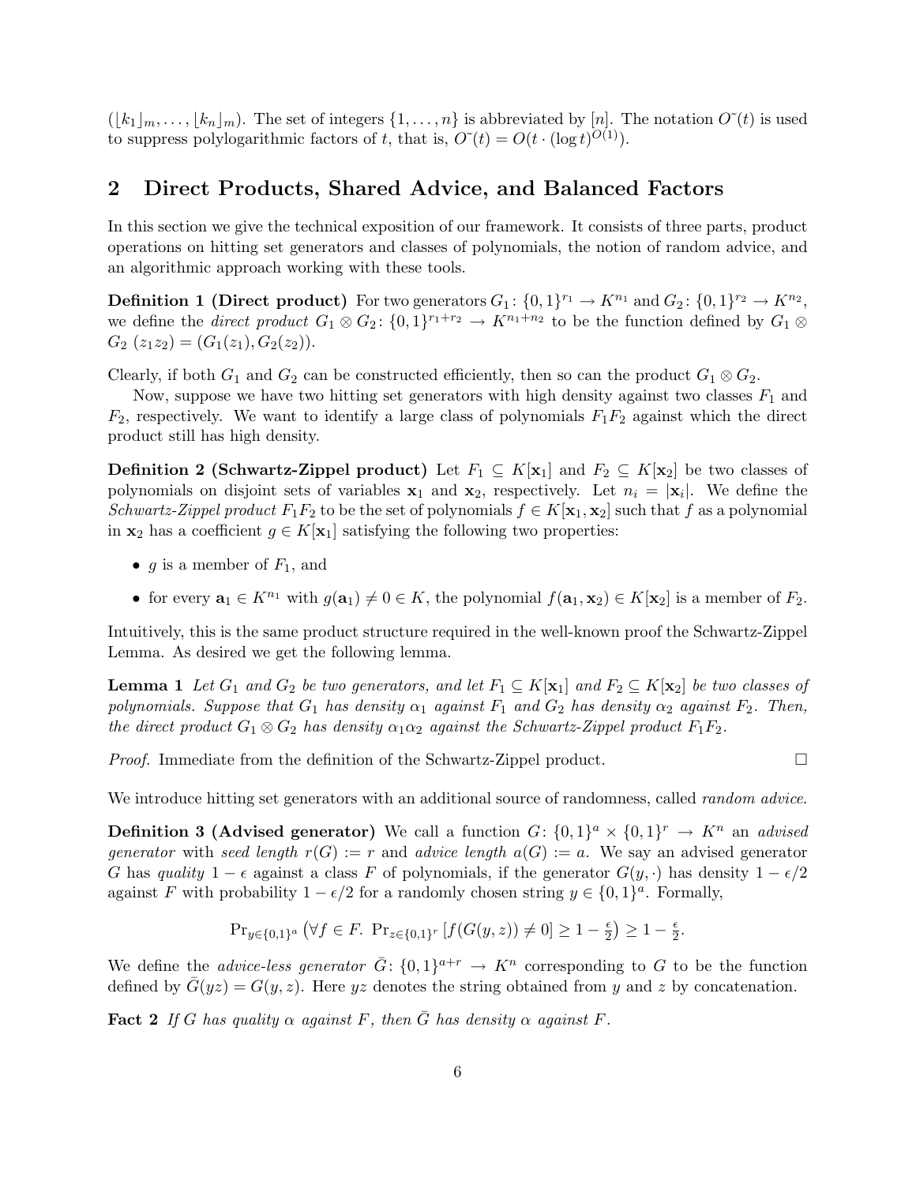$(\lfloor k_1 \rfloor_m, \ldots, \lfloor k_n \rfloor_m)$. The set of integers $\{1, \ldots, n\}$ is abbreviated by $[n]$. The notation $O\tilde{}(t)$ is used to suppress polylogarithmic factors of $t$, that is, $O\tilde{}(t) = O(t \cdot (\log t)^{O(1)})$.

## 2 Direct Products, Shared Advice, and Balanced Factors

In this section we give the technical exposition of our framework. It consists of three parts, product operations on hitting set generators and classes of polynomials, the notion of random advice, and an algorithmic approach working with these tools.

**Definition 1 (Direct product)** For two generators $G_1 \colon \{0,1\}^{r_1} \to K^{n_1}$ and $G_2 \colon \{0,1\}^{r_2} \to K^{n_2}$, we define the *direct product* $G_1 \otimes G_2 \colon \{0,1\}^{r_1+r_2} \to K^{n_1+n_2}$ to be the function defined by $G_1 \otimes G_2\ (z_1 z_2) = (G_1(z_1), G_2(z_2))$.

Clearly, if both $G_1$ and $G_2$ can be constructed efficiently, then so can the product $G_1 \otimes G_2$.

Now, suppose we have two hitting set generators with high density against two classes $F_1$ and $F_2$, respectively. We want to identify a large class of polynomials $F_1 F_2$ against which the direct product still has high density.

**Definition 2 (Schwartz-Zippel product)** Let $F_1 \subseteq K[\mathbf{x}_1]$ and $F_2 \subseteq K[\mathbf{x}_2]$ be two classes of polynomials on disjoint sets of variables $\mathbf{x}_1$ and $\mathbf{x}_2$, respectively. Let $n_i = |\mathbf{x}_i|$. We define the *Schwartz-Zippel product* $F_1 F_2$ to be the set of polynomials $f \in K[\mathbf{x}_1, \mathbf{x}_2]$ such that $f$ as a polynomial in $\mathbf{x}_2$ has a coefficient $g \in K[\mathbf{x}_1]$ satisfying the following two properties:

- $g$ is a member of $F_1$, and
- for every $\mathbf{a}_1 \in K^{n_1}$ with $g(\mathbf{a}_1) \neq 0 \in K$, the polynomial $f(\mathbf{a}_1, \mathbf{x}_2) \in K[\mathbf{x}_2]$ is a member of $F_2$.

Intuitively, this is the same product structure required in the well-known proof the Schwartz-Zippel Lemma. As desired we get the following lemma.

**Lemma 1** *Let $G_1$ and $G_2$ be two generators, and let $F_1 \subseteq K[\mathbf{x}_1]$ and $F_2 \subseteq K[\mathbf{x}_2]$ be two classes of polynomials. Suppose that $G_1$ has density $\alpha_1$ against $F_1$ and $G_2$ has density $\alpha_2$ against $F_2$. Then, the direct product $G_1 \otimes G_2$ has density $\alpha_1 \alpha_2$ against the Schwartz-Zippel product $F_1 F_2$.*

*Proof.* Immediate from the definition of the Schwartz-Zippel product. □

We introduce hitting set generators with an additional source of randomness, called *random advice*.

**Definition 3 (Advised generator)** We call a function $G \colon \{0,1\}^a \times \{0,1\}^r \to K^n$ an *advised generator* with *seed length* $r(G) := r$ and *advice length* $a(G) := a$. We say an advised generator $G$ has *quality* $1 - \epsilon$ against a class $F$ of polynomials, if the generator $G(y, \cdot)$ has density $1 - \epsilon/2$ against $F$ with probability $1 - \epsilon/2$ for a randomly chosen string $y \in \{0,1\}^a$. Formally,

$$\Pr_{y \in \{0,1\}^a} \left( \forall f \in F.\ \Pr_{z \in \{0,1\}^r} \left[ f(G(y,z)) \neq 0 \right] \geq 1 - \tfrac{\epsilon}{2} \right) \geq 1 - \tfrac{\epsilon}{2}.$$

We define the *advice-less generator* $\bar{G} \colon \{0,1\}^{a+r} \to K^n$ corresponding to $G$ to be the function defined by $\bar{G}(yz) = G(y,z)$. Here $yz$ denotes the string obtained from $y$ and $z$ by concatenation.

**Fact 2** *If $G$ has quality $\alpha$ against $F$, then $\bar{G}$ has density $\alpha$ against $F$.*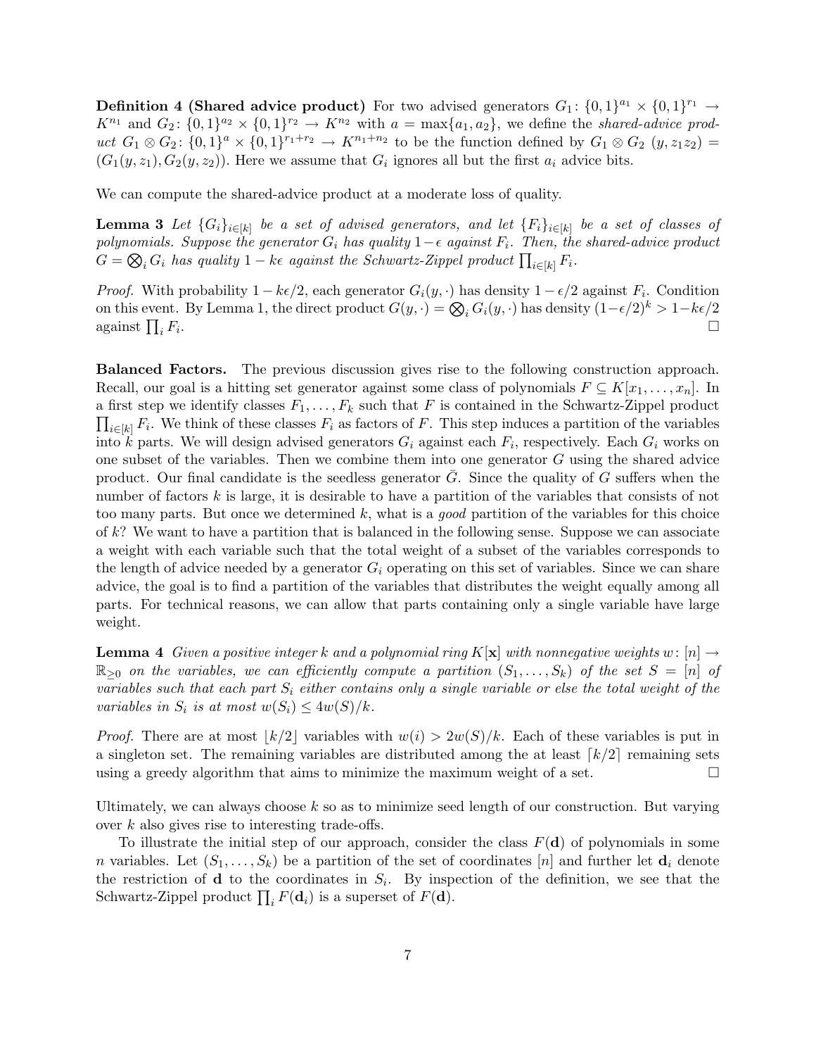**Definition 4 (Shared advice product)** For two advised generators $G_1\colon \{0,1\}^{a_1} \times \{0,1\}^{r_1} \to K^{n_1}$ and $G_2\colon \{0,1\}^{a_2} \times \{0,1\}^{r_2} \to K^{n_2}$ with $a = \max\{a_1, a_2\}$, we define the *shared-advice product* $G_1 \otimes G_2\colon \{0,1\}^{a} \times \{0,1\}^{r_1+r_2} \to K^{n_1+n_2}$ to be the function defined by $G_1 \otimes G_2\ (y, z_1 z_2) = (G_1(y, z_1), G_2(y, z_2))$. Here we assume that $G_i$ ignores all but the first $a_i$ advice bits.

We can compute the shared-advice product at a moderate loss of quality.

**Lemma 3** *Let $\{G_i\}_{i\in[k]}$ be a set of advised generators, and let $\{F_i\}_{i\in[k]}$ be a set of classes of polynomials. Suppose the generator $G_i$ has quality $1-\epsilon$ against $F_i$. Then, the shared-advice product $G = \bigotimes_i G_i$ has quality $1 - k\epsilon$ against the Schwartz-Zippel product $\prod_{i\in[k]} F_i$.*

*Proof.* With probability $1 - k\epsilon/2$, each generator $G_i(y, \cdot)$ has density $1 - \epsilon/2$ against $F_i$. Condition on this event. By Lemma 1, the direct product $G(y, \cdot) = \bigotimes_i G_i(y, \cdot)$ has density $(1-\epsilon/2)^k > 1 - k\epsilon/2$ against $\prod_i F_i$. $\square$

**Balanced Factors.** The previous discussion gives rise to the following construction approach. Recall, our goal is a hitting set generator against some class of polynomials $F \subseteq K[x_1, \ldots, x_n]$. In a first step we identify classes $F_1, \ldots, F_k$ such that $F$ is contained in the Schwartz-Zippel product $\prod_{i\in[k]} F_i$. We think of these classes $F_i$ as factors of $F$. This step induces a partition of the variables into $k$ parts. We will design advised generators $G_i$ against each $F_i$, respectively. Each $G_i$ works on one subset of the variables. Then we combine them into one generator $G$ using the shared advice product. Our final candidate is the seedless generator $\bar{G}$. Since the quality of $G$ suffers when the number of factors $k$ is large, it is desirable to have a partition of the variables that consists of not too many parts. But once we determined $k$, what is a *good* partition of the variables for this choice of $k$? We want to have a partition that is balanced in the following sense. Suppose we can associate a weight with each variable such that the total weight of a subset of the variables corresponds to the length of advice needed by a generator $G_i$ operating on this set of variables. Since we can share advice, the goal is to find a partition of the variables that distributes the weight equally among all parts. For technical reasons, we can allow that parts containing only a single variable have large weight.

**Lemma 4** *Given a positive integer $k$ and a polynomial ring $K[\mathbf{x}]$ with nonnegative weights $w\colon [n] \to \mathbb{R}_{\geq 0}$ on the variables, we can efficiently compute a partition $(S_1, \ldots, S_k)$ of the set $S = [n]$ of variables such that each part $S_i$ either contains only a single variable or else the total weight of the variables in $S_i$ is at most $w(S_i) \leq 4w(S)/k$.*

*Proof.* There are at most $\lfloor k/2 \rfloor$ variables with $w(i) > 2w(S)/k$. Each of these variables is put in a singleton set. The remaining variables are distributed among the at least $\lceil k/2 \rceil$ remaining sets using a greedy algorithm that aims to minimize the maximum weight of a set. $\square$

Ultimately, we can always choose $k$ so as to minimize seed length of our construction. But varying over $k$ also gives rise to interesting trade-offs.

To illustrate the initial step of our approach, consider the class $F(\mathbf{d})$ of polynomials in some $n$ variables. Let $(S_1, \ldots, S_k)$ be a partition of the set of coordinates $[n]$ and further let $\mathbf{d}_i$ denote the restriction of $\mathbf{d}$ to the coordinates in $S_i$. By inspection of the definition, we see that the Schwartz-Zippel product $\prod_i F(\mathbf{d}_i)$ is a superset of $F(\mathbf{d})$.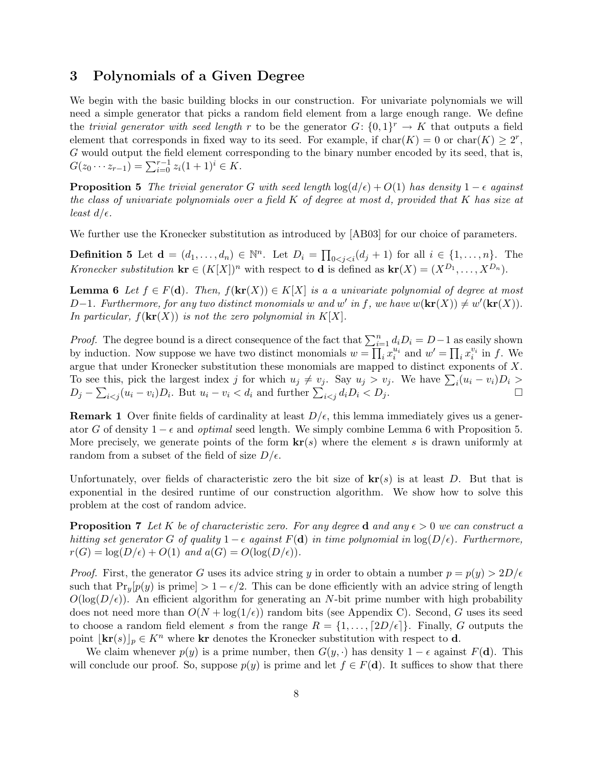## 3 Polynomials of a Given Degree

We begin with the basic building blocks in our construction. For univariate polynomials we will need a simple generator that picks a random field element from a large enough range. We define the *trivial generator with seed length* $r$ to be the generator $G\colon \{0,1\}^r \to K$ that outputs a field element that corresponds in fixed way to its seed. For example, if $\mathrm{char}(K) = 0$ or $\mathrm{char}(K) \geq 2^r$, $G$ would output the field element corresponding to the binary number encoded by its seed, that is, $G(z_0 \cdots z_{r-1}) = \sum_{i=0}^{r-1} z_i (1+1)^i \in K$.

**Proposition 5** *The trivial generator $G$ with seed length $\log(d/\epsilon) + O(1)$ has density $1-\epsilon$ against the class of univariate polynomials over a field $K$ of degree at most $d$, provided that $K$ has size at least $d/\epsilon$.*

We further use the Kronecker substitution as introduced by [AB03] for our choice of parameters.

**Definition 5** Let $\mathbf{d} = (d_1, \ldots, d_n) \in \mathbb{N}^n$. Let $D_i = \prod_{0<j<i}(d_j + 1)$ for all $i \in \{1, \ldots, n\}$. The *Kronecker substitution* $\mathbf{kr} \in (K[X])^n$ with respect to $\mathbf{d}$ is defined as $\mathbf{kr}(X) = (X^{D_1}, \ldots, X^{D_n})$.

**Lemma 6** *Let $f \in F(\mathbf{d})$. Then, $f(\mathbf{kr}(X)) \in K[X]$ is a a univariate polynomial of degree at most $D-1$. Furthermore, for any two distinct monomials $w$ and $w'$ in $f$, we have $w(\mathbf{kr}(X)) \neq w'(\mathbf{kr}(X))$. In particular, $f(\mathbf{kr}(X))$ is not the zero polynomial in $K[X]$.*

*Proof.* The degree bound is a direct consequence of the fact that $\sum_{i=1}^n d_i D_i = D-1$ as easily shown by induction. Now suppose we have two distinct monomials $w = \prod_i x_i^{u_i}$ and $w' = \prod_i x_i^{v_i}$ in $f$. We argue that under Kronecker substitution these monomials are mapped to distinct exponents of $X$. To see this, pick the largest index $j$ for which $u_j \neq v_j$. Say $u_j > v_j$. We have $\sum_i (u_i - v_i) D_i > D_j - \sum_{i<j}(u_i - v_i) D_i$. But $u_i - v_i < d_i$ and further $\sum_{i<j} d_i D_i < D_j$. $\square$

**Remark 1** Over finite fields of cardinality at least $D/\epsilon$, this lemma immediately gives us a generator $G$ of density $1-\epsilon$ and *optimal* seed length. We simply combine Lemma 6 with Proposition 5. More precisely, we generate points of the form $\mathbf{kr}(s)$ where the element $s$ is drawn uniformly at random from a subset of the field of size $D/\epsilon$.

Unfortunately, over fields of characteristic zero the bit size of $\mathbf{kr}(s)$ is at least $D$. But that is exponential in the desired runtime of our construction algorithm. We show how to solve this problem at the cost of random advice.

**Proposition 7** *Let $K$ be of characteristic zero. For any degree $\mathbf{d}$ and any $\epsilon > 0$ we can construct a hitting set generator $G$ of quality $1-\epsilon$ against $F(\mathbf{d})$ in time polynomial in $\log(D/\epsilon)$. Furthermore, $r(G) = \log(D/\epsilon) + O(1)$ and $a(G) = O(\log(D/\epsilon))$.*

*Proof.* First, the generator $G$ uses its advice string $y$ in order to obtain a number $p = p(y) > 2D/\epsilon$ such that $\Pr_y[p(y)$ is prime$] > 1 - \epsilon/2$. This can be done efficiently with an advice string of length $O(\log(D/\epsilon))$. An efficient algorithm for generating an $N$-bit prime number with high probability does not need more than $O(N + \log(1/\epsilon))$ random bits (see Appendix C). Second, $G$ uses its seed to choose a random field element $s$ from the range $R = \{1, \ldots, \lceil 2D/\epsilon \rceil\}$. Finally, $G$ outputs the point $\lfloor \mathbf{kr}(s) \rfloor_p \in K^n$ where $\mathbf{kr}$ denotes the Kronecker substitution with respect to $\mathbf{d}$.

We claim whenever $p(y)$ is a prime number, then $G(y, \cdot)$ has density $1-\epsilon$ against $F(\mathbf{d})$. This will conclude our proof. So, suppose $p(y)$ is prime and let $f \in F(\mathbf{d})$. It suffices to show that there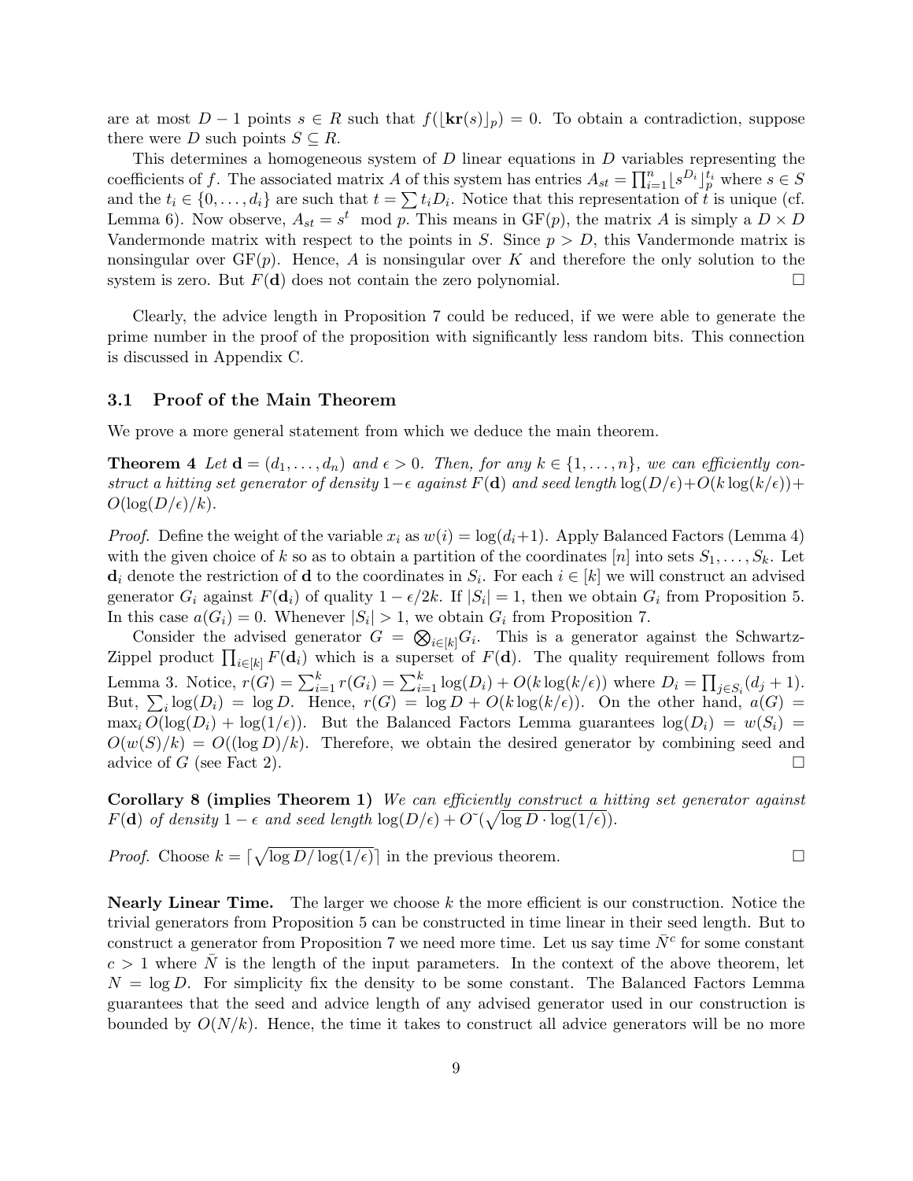are at most $D - 1$ points $s \in R$ such that $f(\lfloor \mathbf{kr}(s) \rfloor_p) = 0$. To obtain a contradiction, suppose there were $D$ such points $S \subseteq R$.

This determines a homogeneous system of $D$ linear equations in $D$ variables representing the coefficients of $f$. The associated matrix $A$ of this system has entries $A_{st} = \prod_{i=1}^{n} \lfloor s^{D_i} \rfloor_p^{t_i}$ where $s \in S$ and the $t_i \in \{0, \ldots, d_i\}$ are such that $t = \sum t_i D_i$. Notice that this representation of $t$ is unique (cf. Lemma 6). Now observe, $A_{st} = s^t \mod p$. This means in $\mathrm{GF}(p)$, the matrix $A$ is simply a $D \times D$ Vandermonde matrix with respect to the points in $S$. Since $p > D$, this Vandermonde matrix is nonsingular over $\mathrm{GF}(p)$. Hence, $A$ is nonsingular over $K$ and therefore the only solution to the system is zero. But $F(\mathbf{d})$ does not contain the zero polynomial. □

Clearly, the advice length in Proposition 7 could be reduced, if we were able to generate the prime number in the proof of the proposition with significantly less random bits. This connection is discussed in Appendix C.

### 3.1 Proof of the Main Theorem

We prove a more general statement from which we deduce the main theorem.

**Theorem 4** *Let $\mathbf{d} = (d_1, \ldots, d_n)$ and $\epsilon > 0$. Then, for any $k \in \{1, \ldots, n\}$, we can efficiently construct a hitting set generator of density $1-\epsilon$ against $F(\mathbf{d})$ and seed length $\log(D/\epsilon) + O(k \log(k/\epsilon)) + O(\log(D/\epsilon)/k)$.*

*Proof.* Define the weight of the variable $x_i$ as $w(i) = \log(d_i + 1)$. Apply Balanced Factors (Lemma 4) with the given choice of $k$ so as to obtain a partition of the coordinates $[n]$ into sets $S_1, \ldots, S_k$. Let $\mathbf{d}_i$ denote the restriction of $\mathbf{d}$ to the coordinates in $S_i$. For each $i \in [k]$ we will construct an advised generator $G_i$ against $F(\mathbf{d}_i)$ of quality $1 - \epsilon/2k$. If $|S_i| = 1$, then we obtain $G_i$ from Proposition 5. In this case $a(G_i) = 0$. Whenever $|S_i| > 1$, we obtain $G_i$ from Proposition 7.

Consider the advised generator $G = \bigotimes_{i \in [k]} G_i$. This is a generator against the Schwartz-Zippel product $\prod_{i \in [k]} F(\mathbf{d}_i)$ which is a superset of $F(\mathbf{d})$. The quality requirement follows from Lemma 3. Notice, $r(G) = \sum_{i=1}^{k} r(G_i) = \sum_{i=1}^{k} \log(D_i) + O(k \log(k/\epsilon))$ where $D_i = \prod_{j \in S_i} (d_j + 1)$. But, $\sum_i \log(D_i) = \log D$. Hence, $r(G) = \log D + O(k \log(k/\epsilon))$. On the other hand, $a(G) = \max_i O(\log(D_i) + \log(1/\epsilon))$. But the Balanced Factors Lemma guarantees $\log(D_i) = w(S_i) = O(w(S)/k) = O((\log D)/k)$. Therefore, we obtain the desired generator by combining seed and advice of $G$ (see Fact 2). □

**Corollary 8 (implies Theorem 1)** *We can efficiently construct a hitting set generator against $F(\mathbf{d})$ of density $1 - \epsilon$ and seed length $\log(D/\epsilon) + \tilde{O}(\sqrt{\log D \cdot \log(1/\epsilon)})$.*

*Proof.* Choose $k = \lceil \sqrt{\log D / \log(1/\epsilon)} \rceil$ in the previous theorem. □

**Nearly Linear Time.** The larger we choose $k$ the more efficient is our construction. Notice the trivial generators from Proposition 5 can be constructed in time linear in their seed length. But to construct a generator from Proposition 7 we need more time. Let us say time $\bar{N}^c$ for some constant $c > 1$ where $\bar{N}$ is the length of the input parameters. In the context of the above theorem, let $N = \log D$. For simplicity fix the density to be some constant. The Balanced Factors Lemma guarantees that the seed and advice length of any advised generator used in our construction is bounded by $O(N/k)$. Hence, the time it takes to construct all advice generators will be no more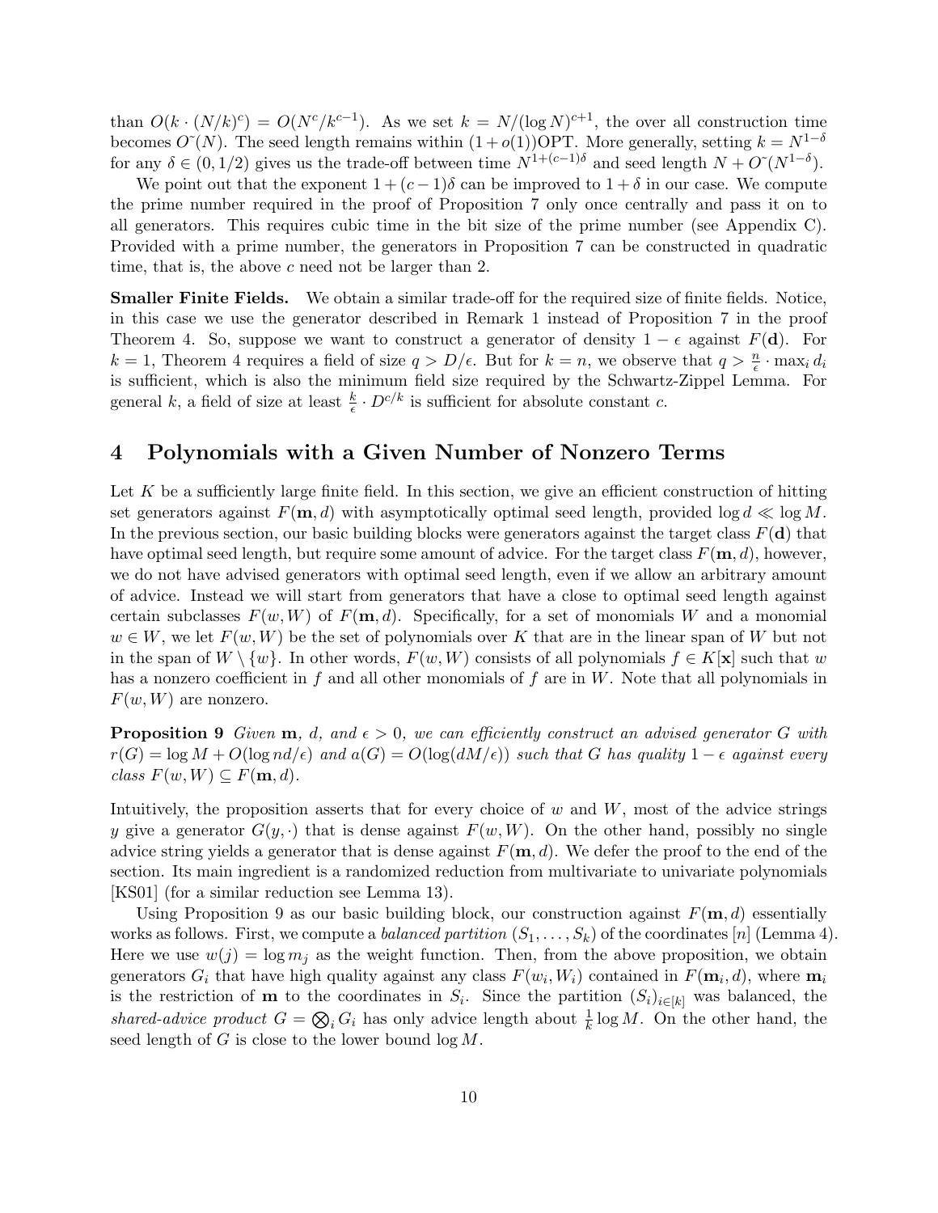than $O(k \cdot (N/k)^c) = O(N^c/k^{c-1})$. As we set $k = N/(\log N)^{c+1}$, the over all construction time becomes $\tilde{O}(N)$. The seed length remains within $(1 + o(1))\mathrm{OPT}$. More generally, setting $k = N^{1-\delta}$ for any $\delta \in (0, 1/2)$ gives us the trade-off between time $N^{1+(c-1)\delta}$ and seed length $N + \tilde{O}(N^{1-\delta})$.

We point out that the exponent $1 + (c-1)\delta$ can be improved to $1 + \delta$ in our case. We compute the prime number required in the proof of Proposition 7 only once centrally and pass it on to all generators. This requires cubic time in the bit size of the prime number (see Appendix C). Provided with a prime number, the generators in Proposition 7 can be constructed in quadratic time, that is, the above $c$ need not be larger than 2.

**Smaller Finite Fields.** We obtain a similar trade-off for the required size of finite fields. Notice, in this case we use the generator described in Remark 1 instead of Proposition 7 in the proof Theorem 4. So, suppose we want to construct a generator of density $1 - \epsilon$ against $F(\mathbf{d})$. For $k = 1$, Theorem 4 requires a field of size $q > D/\epsilon$. But for $k = n$, we observe that $q > \frac{n}{\epsilon} \cdot \max_i d_i$ is sufficient, which is also the minimum field size required by the Schwartz-Zippel Lemma. For general $k$, a field of size at least $\frac{k}{\epsilon} \cdot D^{c/k}$ is sufficient for absolute constant $c$.

## 4 Polynomials with a Given Number of Nonzero Terms

Let $K$ be a sufficiently large finite field. In this section, we give an efficient construction of hitting set generators against $F(\mathbf{m}, d)$ with asymptotically optimal seed length, provided $\log d \ll \log M$. In the previous section, our basic building blocks were generators against the target class $F(\mathbf{d})$ that have optimal seed length, but require some amount of advice. For the target class $F(\mathbf{m}, d)$, however, we do not have advised generators with optimal seed length, even if we allow an arbitrary amount of advice. Instead we will start from generators that have a close to optimal seed length against certain subclasses $F(w, W)$ of $F(\mathbf{m}, d)$. Specifically, for a set of monomials $W$ and a monomial $w \in W$, we let $F(w, W)$ be the set of polynomials over $K$ that are in the linear span of $W$ but not in the span of $W \setminus \{w\}$. In other words, $F(w, W)$ consists of all polynomials $f \in K[\mathbf{x}]$ such that $w$ has a nonzero coefficient in $f$ and all other monomials of $f$ are in $W$. Note that all polynomials in $F(w, W)$ are nonzero.

**Proposition 9** *Given $\mathbf{m}$, $d$, and $\epsilon > 0$, we can efficiently construct an advised generator $G$ with $r(G) = \log M + O(\log nd/\epsilon)$ and $a(G) = O(\log(dM/\epsilon))$ such that $G$ has quality $1 - \epsilon$ against every class $F(w, W) \subseteq F(\mathbf{m}, d)$.*

Intuitively, the proposition asserts that for every choice of $w$ and $W$, most of the advice strings $y$ give a generator $G(y, \cdot)$ that is dense against $F(w, W)$. On the other hand, possibly no single advice string yields a generator that is dense against $F(\mathbf{m}, d)$. We defer the proof to the end of the section. Its main ingredient is a randomized reduction from multivariate to univariate polynomials [KS01] (for a similar reduction see Lemma 13).

Using Proposition 9 as our basic building block, our construction against $F(\mathbf{m}, d)$ essentially works as follows. First, we compute a *balanced partition* $(S_1, \ldots, S_k)$ of the coordinates $[n]$ (Lemma 4). Here we use $w(j) = \log m_j$ as the weight function. Then, from the above proposition, we obtain generators $G_i$ that have high quality against any class $F(w_i, W_i)$ contained in $F(\mathbf{m}_i, d)$, where $\mathbf{m}_i$ is the restriction of $\mathbf{m}$ to the coordinates in $S_i$. Since the partition $(S_i)_{i \in [k]}$ was balanced, the *shared-advice product* $G = \bigotimes_i G_i$ has only advice length about $\frac{1}{k} \log M$. On the other hand, the seed length of $G$ is close to the lower bound $\log M$.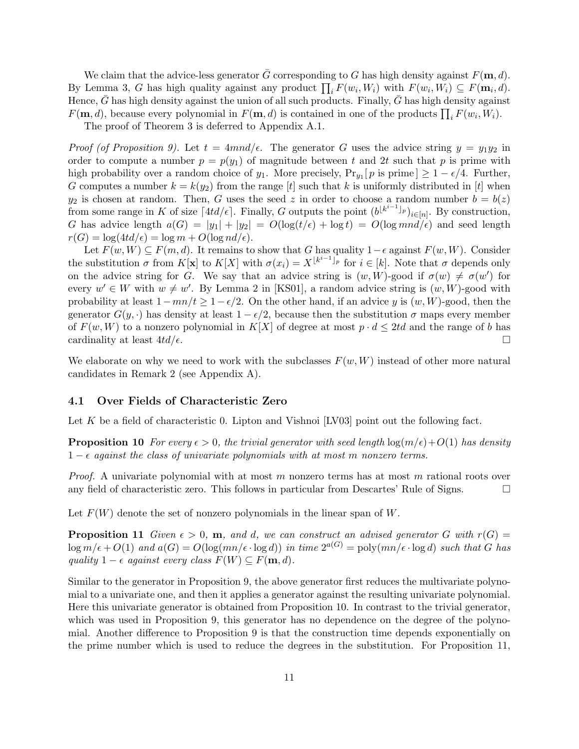We claim that the advice-less generator $\bar{G}$ corresponding to $G$ has high density against $F(\mathbf{m}, d)$. By Lemma 3, $G$ has high quality against any product $\prod_i F(w_i, W_i)$ with $F(w_i, W_i) \subseteq F(\mathbf{m}_i, d)$. Hence, $\bar{G}$ has high density against the union of all such products. Finally, $\bar{G}$ has high density against $F(\mathbf{m}, d)$, because every polynomial in $F(\mathbf{m}, d)$ is contained in one of the products $\prod_i F(w_i, W_i)$.

The proof of Theorem 3 is deferred to Appendix A.1.

*Proof (of Proposition 9).* Let $t = 4mnd/\epsilon$. The generator $G$ uses the advice string $y = y_1 y_2$ in order to compute a number $p = p(y_1)$ of magnitude between $t$ and $2t$ such that $p$ is prime with high probability over a random choice of $y_1$. More precisely, $\Pr_{y_1}[\, p \text{ is prime}\,] \geq 1 - \epsilon/4$. Further, $G$ computes a number $k = k(y_2)$ from the range $[t]$ such that $k$ is uniformly distributed in $[t]$ when $y_2$ is chosen at random. Then, $G$ uses the seed $z$ in order to choose a random number $b = b(z)$ from some range in $K$ of size $\lceil 4td/\epsilon \rceil$. Finally, $G$ outputs the point $(b^{\lfloor k^{i-1} \rfloor_p})_{i \in [n]}$. By construction, $G$ has advice length $a(G) = |y_1| + |y_2| = O(\log(t/\epsilon) + \log t) = O(\log mnd/\epsilon)$ and seed length $r(G) = \log(4td/\epsilon) = \log m + O(\log nd/\epsilon)$.

Let $F(w, W) \subseteq F(m, d)$. It remains to show that $G$ has quality $1-\epsilon$ against $F(w, W)$. Consider the substitution $\sigma$ from $K[\mathbf{x}]$ to $K[X]$ with $\sigma(x_i) = X^{\lfloor k^{i-1} \rfloor_p}$ for $i \in [k]$. Note that $\sigma$ depends only on the advice string for $G$. We say that an advice string is $(w, W)$-good if $\sigma(w) \neq \sigma(w')$ for every $w' \in W$ with $w \neq w'$. By Lemma 2 in [KS01], a random advice string is $(w, W)$-good with probability at least $1 - mn/t \geq 1 - \epsilon/2$. On the other hand, if an advice $y$ is $(w, W)$-good, then the generator $G(y, \cdot)$ has density at least $1 - \epsilon/2$, because then the substitution $\sigma$ maps every member of $F(w, W)$ to a nonzero polynomial in $K[X]$ of degree at most $p \cdot d \leq 2td$ and the range of $b$ has cardinality at least $4td/\epsilon$. □

We elaborate on why we need to work with the subclasses $F(w, W)$ instead of other more natural candidates in Remark 2 (see Appendix A).

### 4.1 Over Fields of Characteristic Zero

Let $K$ be a field of characteristic 0. Lipton and Vishnoi [LV03] point out the following fact.

**Proposition 10** *For every $\epsilon > 0$, the trivial generator with seed length $\log(m/\epsilon) + O(1)$ has density $1 - \epsilon$ against the class of univariate polynomials with at most $m$ nonzero terms.*

*Proof.* A univariate polynomial with at most $m$ nonzero terms has at most $m$ rational roots over any field of characteristic zero. This follows in particular from Descartes' Rule of Signs. □

Let $F(W)$ denote the set of nonzero polynomials in the linear span of $W$.

**Proposition 11** *Given $\epsilon > 0$, $\mathbf{m}$, and $d$, we can construct an advised generator $G$ with $r(G) = \log m/\epsilon + O(1)$ and $a(G) = O(\log(mn/\epsilon \cdot \log d))$ in time $2^{a(G)} = \mathrm{poly}(mn/\epsilon \cdot \log d)$ such that $G$ has quality $1 - \epsilon$ against every class $F(W) \subseteq F(\mathbf{m}, d)$.*

Similar to the generator in Proposition 9, the above generator first reduces the multivariate polynomial to a univariate one, and then it applies a generator against the resulting univariate polynomial. Here this univariate generator is obtained from Proposition 10. In contrast to the trivial generator, which was used in Proposition 9, this generator has no dependence on the degree of the polynomial. Another difference to Proposition 9 is that the construction time depends exponentially on the prime number which is used to reduce the degrees in the substitution. For Proposition 11,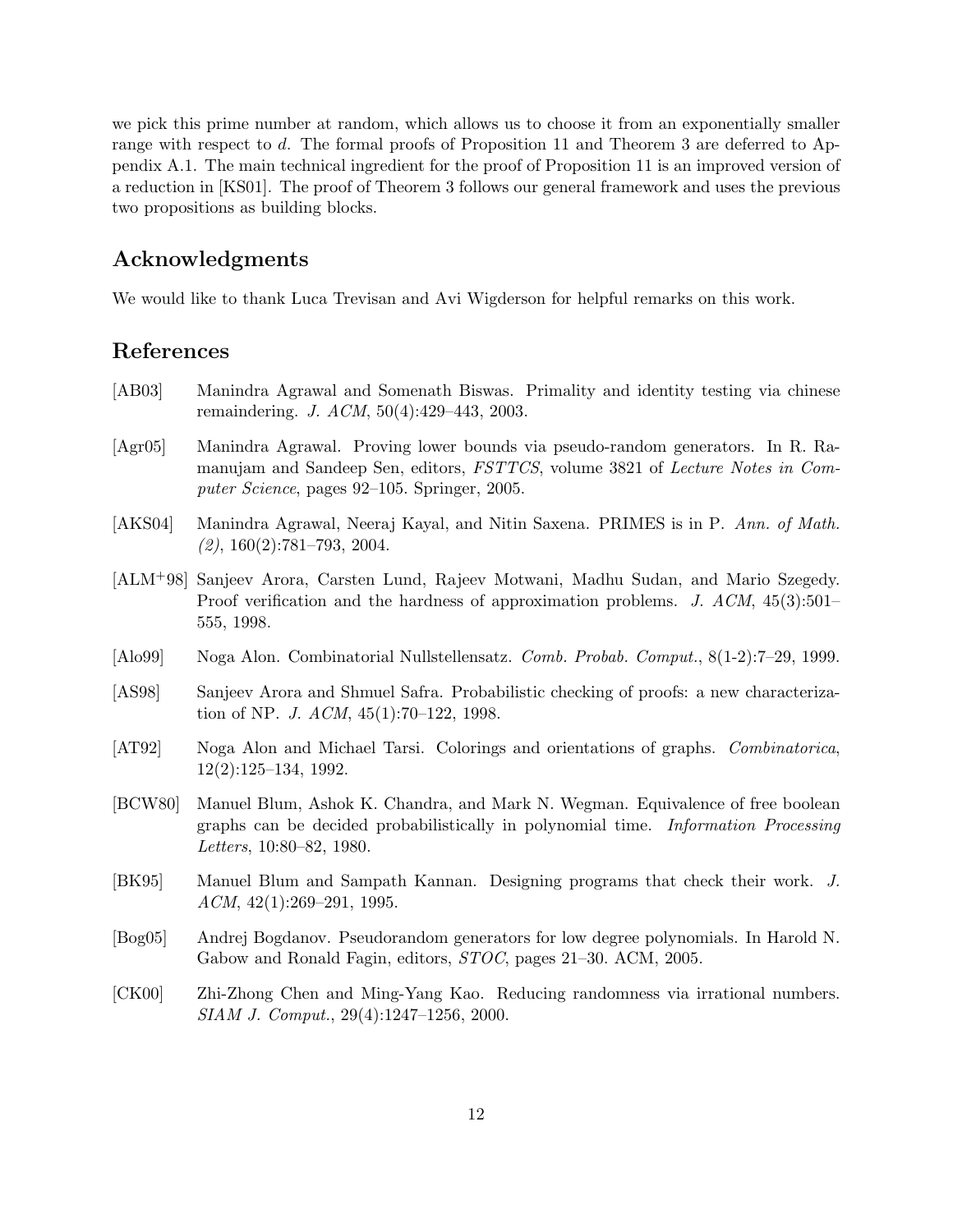we pick this prime number at random, which allows us to choose it from an exponentially smaller range with respect to $d$. The formal proofs of Proposition 11 and Theorem 3 are deferred to Appendix A.1. The main technical ingredient for the proof of Proposition 11 is an improved version of a reduction in [KS01]. The proof of Theorem 3 follows our general framework and uses the previous two propositions as building blocks.

## Acknowledgments

We would like to thank Luca Trevisan and Avi Wigderson for helpful remarks on this work.

## References

[AB03] Manindra Agrawal and Somenath Biswas. Primality and identity testing via chinese remaindering. *J. ACM*, 50(4):429–443, 2003.

[Agr05] Manindra Agrawal. Proving lower bounds via pseudo-random generators. In R. Ramanujam and Sandeep Sen, editors, *FSTTCS*, volume 3821 of *Lecture Notes in Computer Science*, pages 92–105. Springer, 2005.

[AKS04] Manindra Agrawal, Neeraj Kayal, and Nitin Saxena. PRIMES is in P. *Ann. of Math. (2)*, 160(2):781–793, 2004.

[ALM+98] Sanjeev Arora, Carsten Lund, Rajeev Motwani, Madhu Sudan, and Mario Szegedy. Proof verification and the hardness of approximation problems. *J. ACM*, 45(3):501–555, 1998.

[Alo99] Noga Alon. Combinatorial Nullstellensatz. *Comb. Probab. Comput.*, 8(1-2):7–29, 1999.

[AS98] Sanjeev Arora and Shmuel Safra. Probabilistic checking of proofs: a new characterization of NP. *J. ACM*, 45(1):70–122, 1998.

[AT92] Noga Alon and Michael Tarsi. Colorings and orientations of graphs. *Combinatorica*, 12(2):125–134, 1992.

[BCW80] Manuel Blum, Ashok K. Chandra, and Mark N. Wegman. Equivalence of free boolean graphs can be decided probabilistically in polynomial time. *Information Processing Letters*, 10:80–82, 1980.

[BK95] Manuel Blum and Sampath Kannan. Designing programs that check their work. *J. ACM*, 42(1):269–291, 1995.

[Bog05] Andrej Bogdanov. Pseudorandom generators for low degree polynomials. In Harold N. Gabow and Ronald Fagin, editors, *STOC*, pages 21–30. ACM, 2005.

[CK00] Zhi-Zhong Chen and Ming-Yang Kao. Reducing randomness via irrational numbers. *SIAM J. Comput.*, 29(4):1247–1256, 2000.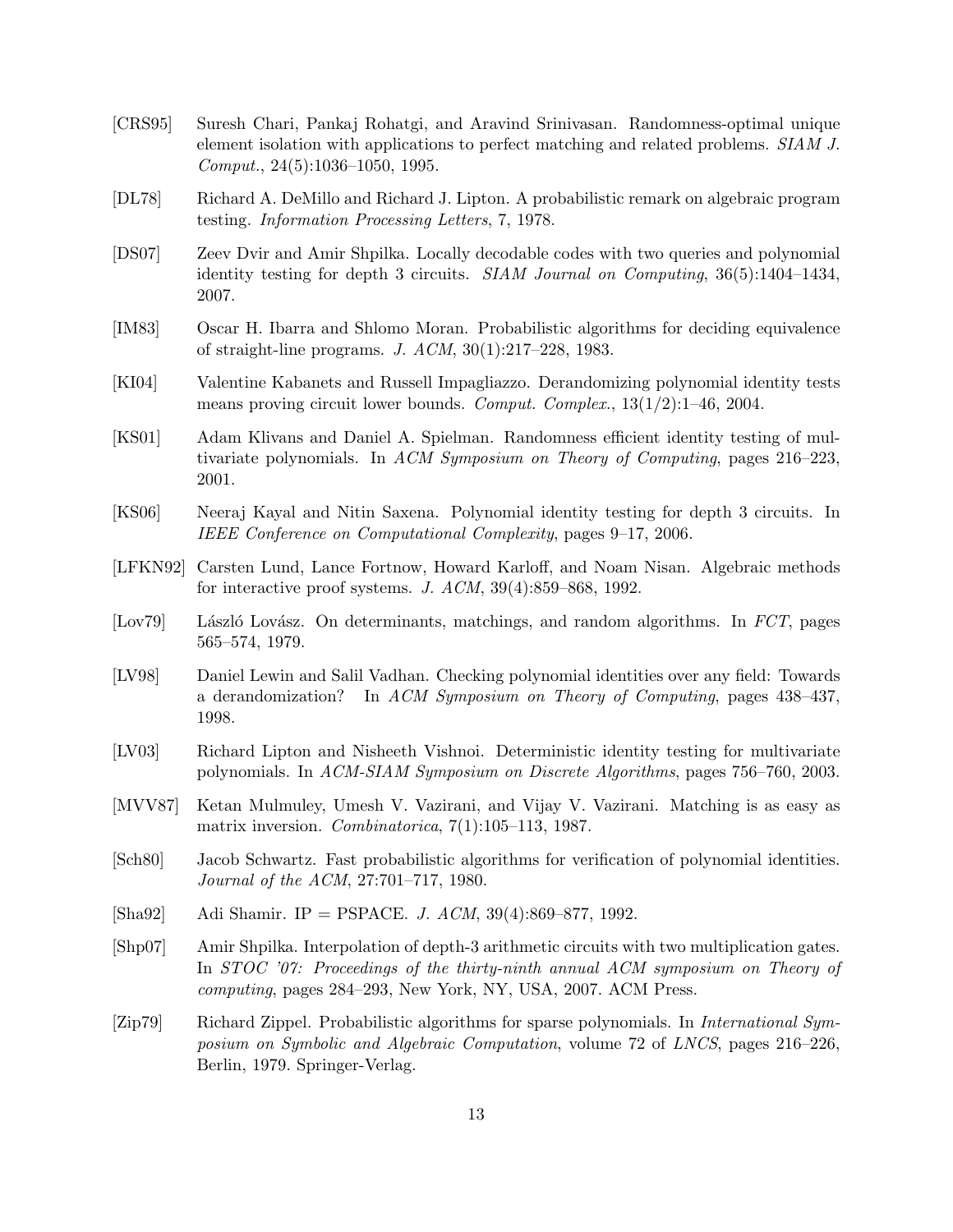[CRS95] Suresh Chari, Pankaj Rohatgi, and Aravind Srinivasan. Randomness-optimal unique element isolation with applications to perfect matching and related problems. *SIAM J. Comput.*, 24(5):1036–1050, 1995.

[DL78] Richard A. DeMillo and Richard J. Lipton. A probabilistic remark on algebraic program testing. *Information Processing Letters*, 7, 1978.

[DS07] Zeev Dvir and Amir Shpilka. Locally decodable codes with two queries and polynomial identity testing for depth 3 circuits. *SIAM Journal on Computing*, 36(5):1404–1434, 2007.

[IM83] Oscar H. Ibarra and Shlomo Moran. Probabilistic algorithms for deciding equivalence of straight-line programs. *J. ACM*, 30(1):217–228, 1983.

[KI04] Valentine Kabanets and Russell Impagliazzo. Derandomizing polynomial identity tests means proving circuit lower bounds. *Comput. Complex.*, 13(1/2):1–46, 2004.

[KS01] Adam Klivans and Daniel A. Spielman. Randomness efficient identity testing of multivariate polynomials. In *ACM Symposium on Theory of Computing*, pages 216–223, 2001.

[KS06] Neeraj Kayal and Nitin Saxena. Polynomial identity testing for depth 3 circuits. In *IEEE Conference on Computational Complexity*, pages 9–17, 2006.

[LFKN92] Carsten Lund, Lance Fortnow, Howard Karloff, and Noam Nisan. Algebraic methods for interactive proof systems. *J. ACM*, 39(4):859–868, 1992.

[Lov79] László Lovász. On determinants, matchings, and random algorithms. In *FCT*, pages 565–574, 1979.

[LV98] Daniel Lewin and Salil Vadhan. Checking polynomial identities over any field: Towards a derandomization? In *ACM Symposium on Theory of Computing*, pages 438–437, 1998.

[LV03] Richard Lipton and Nisheeth Vishnoi. Deterministic identity testing for multivariate polynomials. In *ACM-SIAM Symposium on Discrete Algorithms*, pages 756–760, 2003.

[MVV87] Ketan Mulmuley, Umesh V. Vazirani, and Vijay V. Vazirani. Matching is as easy as matrix inversion. *Combinatorica*, 7(1):105–113, 1987.

[Sch80] Jacob Schwartz. Fast probabilistic algorithms for verification of polynomial identities. *Journal of the ACM*, 27:701–717, 1980.

[Sha92] Adi Shamir. IP = PSPACE. *J. ACM*, 39(4):869–877, 1992.

[Shp07] Amir Shpilka. Interpolation of depth-3 arithmetic circuits with two multiplication gates. In *STOC '07: Proceedings of the thirty-ninth annual ACM symposium on Theory of computing*, pages 284–293, New York, NY, USA, 2007. ACM Press.

[Zip79] Richard Zippel. Probabilistic algorithms for sparse polynomials. In *International Symposium on Symbolic and Algebraic Computation*, volume 72 of *LNCS*, pages 216–226, Berlin, 1979. Springer-Verlag.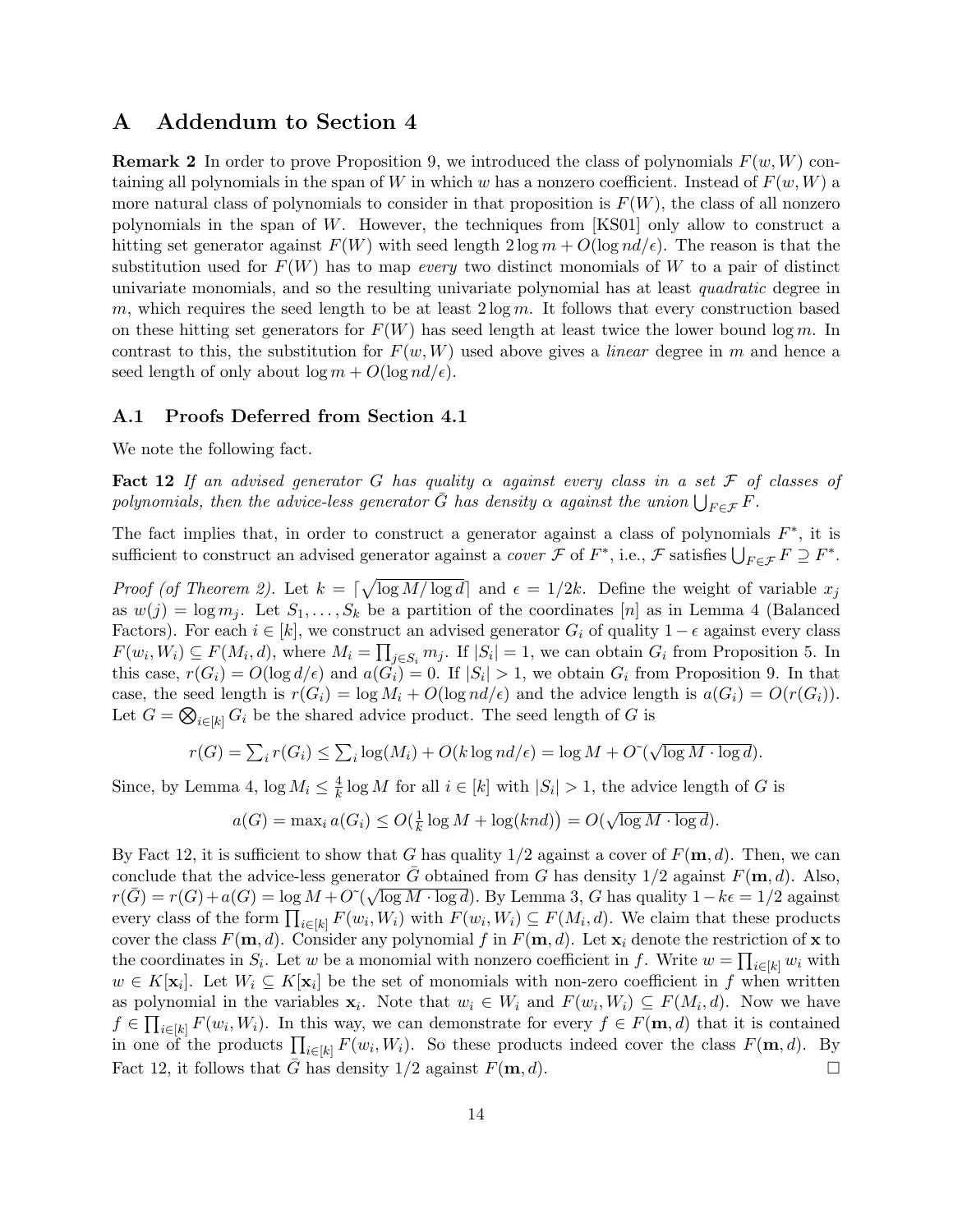# A Addendum to Section 4

**Remark 2** In order to prove Proposition 9, we introduced the class of polynomials $F(w, W)$ containing all polynomials in the span of $W$ in which $w$ has a nonzero coefficient. Instead of $F(w, W)$ a more natural class of polynomials to consider in that proposition is $F(W)$, the class of all nonzero polynomials in the span of $W$. However, the techniques from [KS01] only allow to construct a hitting set generator against $F(W)$ with seed length $2\log m + O(\log nd/\epsilon)$. The reason is that the substitution used for $F(W)$ has to map *every* two distinct monomials of $W$ to a pair of distinct univariate monomials, and so the resulting univariate polynomial has at least *quadratic* degree in $m$, which requires the seed length to be at least $2\log m$. It follows that every construction based on these hitting set generators for $F(W)$ has seed length at least twice the lower bound $\log m$. In contrast to this, the substitution for $F(w, W)$ used above gives a *linear* degree in $m$ and hence a seed length of only about $\log m + O(\log nd/\epsilon)$.

## A.1 Proofs Deferred from Section 4.1

We note the following fact.

**Fact 12** *If an advised generator $G$ has quality $\alpha$ against every class in a set $\mathcal{F}$ of classes of polynomials, then the advice-less generator $\bar{G}$ has density $\alpha$ against the union $\bigcup_{F\in\mathcal{F}} F$.*

The fact implies that, in order to construct a generator against a class of polynomials $F^*$, it is sufficient to construct an advised generator against a *cover* $\mathcal{F}$ of $F^*$, i.e., $\mathcal{F}$ satisfies $\bigcup_{F\in\mathcal{F}} F \supseteq F^*$.

*Proof (of Theorem 2).* Let $k = \lceil\sqrt{\log M/\log d}\rceil$ and $\epsilon = 1/2k$. Define the weight of variable $x_j$ as $w(j) = \log m_j$. Let $S_1, \ldots, S_k$ be a partition of the coordinates $[n]$ as in Lemma 4 (Balanced Factors). For each $i \in [k]$, we construct an advised generator $G_i$ of quality $1-\epsilon$ against every class $F(w_i, W_i) \subseteq F(M_i, d)$, where $M_i = \prod_{j\in S_i} m_j$. If $|S_i| = 1$, we can obtain $G_i$ from Proposition 5. In this case, $r(G_i) = O(\log d/\epsilon)$ and $a(G_i) = 0$. If $|S_i| > 1$, we obtain $G_i$ from Proposition 9. In that case, the seed length is $r(G_i) = \log M_i + O(\log nd/\epsilon)$ and the advice length is $a(G_i) = O(r(G_i))$. Let $G = \bigotimes_{i\in[k]} G_i$ be the shared advice product. The seed length of $G$ is

$$r(G) = \textstyle\sum_i r(G_i) \leq \sum_i \log(M_i) + O(k \log nd/\epsilon) = \log M + \tilde{O}(\sqrt{\log M \cdot \log d}).$$

Since, by Lemma 4, $\log M_i \leq \frac{4}{k}\log M$ for all $i \in [k]$ with $|S_i| > 1$, the advice length of $G$ is

$$a(G) = \max_i a(G_i) \leq O\big(\tfrac{1}{k}\log M + \log(knd)\big) = O(\sqrt{\log M \cdot \log d}).$$

By Fact 12, it is sufficient to show that $G$ has quality $1/2$ against a cover of $F(\mathbf{m}, d)$. Then, we can conclude that the advice-less generator $\bar{G}$ obtained from $G$ has density $1/2$ against $F(\mathbf{m}, d)$. Also, $r(\bar{G}) = r(G) + a(G) = \log M + \tilde{O}(\sqrt{\log M \cdot \log d})$. By Lemma 3, $G$ has quality $1 - k\epsilon = 1/2$ against every class of the form $\prod_{i\in[k]} F(w_i, W_i)$ with $F(w_i, W_i) \subseteq F(M_i, d)$. We claim that these products cover the class $F(\mathbf{m}, d)$. Consider any polynomial $f$ in $F(\mathbf{m}, d)$. Let $\mathbf{x}_i$ denote the restriction of $\mathbf{x}$ to the coordinates in $S_i$. Let $w$ be a monomial with nonzero coefficient in $f$. Write $w = \prod_{i\in[k]} w_i$ with $w \in K[\mathbf{x}_i]$. Let $W_i \subseteq K[\mathbf{x}_i]$ be the set of monomials with non-zero coefficient in $f$ when written as polynomial in the variables $\mathbf{x}_i$. Note that $w_i \in W_i$ and $F(w_i, W_i) \subseteq F(M_i, d)$. Now we have $f \in \prod_{i\in[k]} F(w_i, W_i)$. In this way, we can demonstrate for every $f \in F(\mathbf{m}, d)$ that it is contained in one of the products $\prod_{i\in[k]} F(w_i, W_i)$. So these products indeed cover the class $F(\mathbf{m}, d)$. By Fact 12, it follows that $\bar{G}$ has density $1/2$ against $F(\mathbf{m}, d)$. □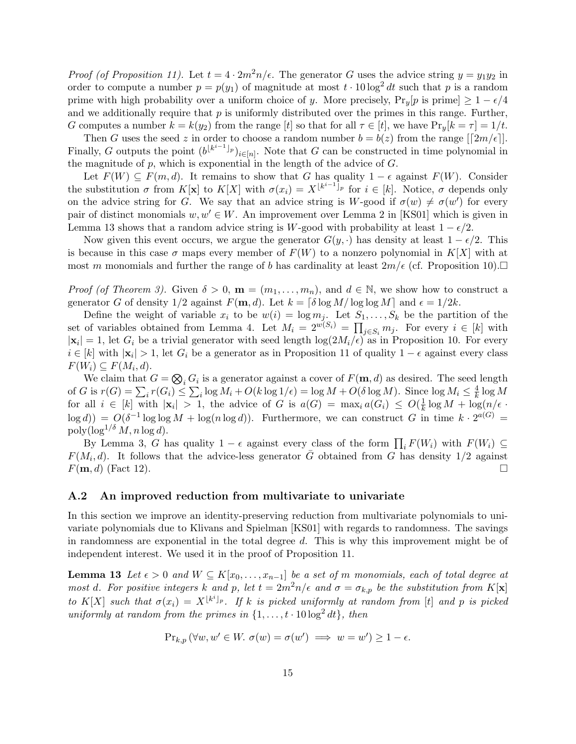*Proof (of Proposition 11).* Let $t = 4 \cdot 2m^2n/\epsilon$. The generator $G$ uses the advice string $y = y_1y_2$ in order to compute a number $p = p(y_1)$ of magnitude at most $t \cdot 10 \log^2 dt$ such that $p$ is a random prime with high probability over a uniform choice of $y$. More precisely, $\Pr_y[p \text{ is prime}] \geq 1 - \epsilon/4$ and we additionally require that $p$ is uniformly distributed over the primes in this range. Further, $G$ computes a number $k = k(y_2)$ from the range $[t]$ so that for all $\tau \in [t]$, we have $\Pr_y[k = \tau] = 1/t$.

Then $G$ uses the seed $z$ in order to choose a random number $b = b(z)$ from the range $[\lceil 2m/\epsilon \rceil]$. Finally, $G$ outputs the point $(b^{\lfloor k^{i-1} \rfloor_p})_{i \in [n]}$. Note that $G$ can be constructed in time polynomial in the magnitude of $p$, which is exponential in the length of the advice of $G$.

Let $F(W) \subseteq F(m, d)$. It remains to show that $G$ has quality $1 - \epsilon$ against $F(W)$. Consider the substitution $\sigma$ from $K[\mathbf{x}]$ to $K[X]$ with $\sigma(x_i) = X^{\lfloor k^{i-1} \rfloor_p}$ for $i \in [k]$. Notice, $\sigma$ depends only on the advice string for $G$. We say that an advice string is $W$-good if $\sigma(w) \neq \sigma(w')$ for every pair of distinct monomials $w, w' \in W$. An improvement over Lemma 2 in [KS01] which is given in Lemma 13 shows that a random advice string is $W$-good with probability at least $1 - \epsilon/2$.

Now given this event occurs, we argue the generator $G(y, \cdot)$ has density at least $1 - \epsilon/2$. This is because in this case $\sigma$ maps every member of $F(W)$ to a nonzero polynomial in $K[X]$ with at most $m$ monomials and further the range of $b$ has cardinality at least $2m/\epsilon$ (cf. Proposition 10).□

*Proof (of Theorem 3).* Given $\delta > 0$, $\mathbf{m} = (m_1, \ldots, m_n)$, and $d \in \mathbb{N}$, we show how to construct a generator $G$ of density $1/2$ against $F(\mathbf{m}, d)$. Let $k = \lceil \delta \log M / \log \log M \rceil$ and $\epsilon = 1/2k$.

Define the weight of variable $x_i$ to be $w(i) = \log m_j$. Let $S_1, \ldots, S_k$ be the partition of the set of variables obtained from Lemma 4. Let $M_i = 2^{w(S_i)} = \prod_{j \in S_i} m_j$. For every $i \in [k]$ with $|\mathbf{x}_i| = 1$, let $G_i$ be a trivial generator with seed length $\log(2M_i/\epsilon)$ as in Proposition 10. For every $i \in [k]$ with $|\mathbf{x}_i| > 1$, let $G_i$ be a generator as in Proposition 11 of quality $1 - \epsilon$ against every class $F(W_i) \subseteq F(M_i, d)$.

We claim that $G = \bigotimes_i G_i$ is a generator against a cover of $F(\mathbf{m}, d)$ as desired. The seed length of $G$ is $r(G) = \sum_i r(G_i) \leq \sum_i \log M_i + O(k \log 1/\epsilon) = \log M + O(\delta \log M)$. Since $\log M_i \leq \frac{4}{k} \log M$ for all $i \in [k]$ with $|\mathbf{x}_i| > 1$, the advice of $G$ is $a(G) = \max_i a(G_i) \leq O(\frac{1}{k} \log M + \log(n/\epsilon \cdot \log d)) = O(\delta^{-1} \log \log M + \log(n \log d))$. Furthermore, we can construct $G$ in time $k \cdot 2^{a(G)} = \mathrm{poly}(\log^{1/\delta} M, n \log d)$.

By Lemma 3, $G$ has quality $1 - \epsilon$ against every class of the form $\prod_i F(W_i)$ with $F(W_i) \subseteq F(M_i, d)$. It follows that the advice-less generator $\bar{G}$ obtained from $G$ has density $1/2$ against $F(\mathbf{m}, d)$ (Fact 12). □

### A.2 An improved reduction from multivariate to univariate

In this section we improve an identity-preserving reduction from multivariate polynomials to univariate polynomials due to Klivans and Spielman [KS01] with regards to randomness. The savings in randomness are exponential in the total degree $d$. This is why this improvement might be of independent interest. We used it in the proof of Proposition 11.

**Lemma 13** *Let $\epsilon > 0$ and $W \subseteq K[x_0, \ldots, x_{n-1}]$ be a set of $m$ monomials, each of total degree at most $d$. For positive integers $k$ and $p$, let $t = 2m^2n/\epsilon$ and $\sigma = \sigma_{k,p}$ be the substitution from $K[\mathbf{x}]$ to $K[X]$ such that $\sigma(x_i) = X^{\lfloor k^i \rfloor_p}$. If $k$ is picked uniformly at random from $[t]$ and $p$ is picked uniformly at random from the primes in $\{1, \ldots, t \cdot 10 \log^2 dt\}$, then*

$$\Pr_{k,p}\left(\forall w, w' \in W.\ \sigma(w) = \sigma(w') \implies w = w'\right) \geq 1 - \epsilon.$$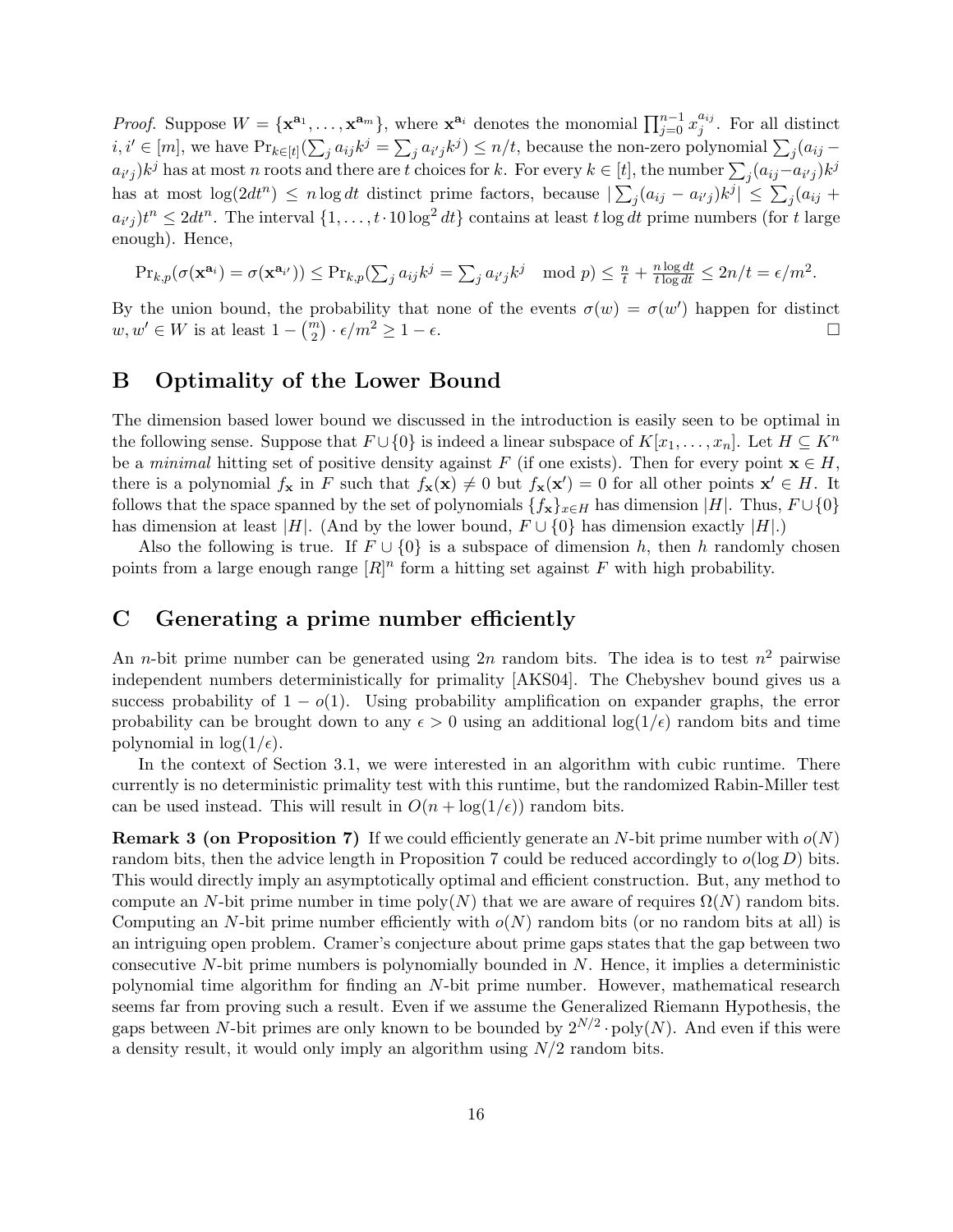*Proof.* Suppose $W = \{\mathbf{x}^{\mathbf{a}_1}, \ldots, \mathbf{x}^{\mathbf{a}_m}\}$, where $\mathbf{x}^{\mathbf{a}_i}$ denotes the monomial $\prod_{j=0}^{n-1} x_j^{a_{ij}}$. For all distinct $i, i' \in [m]$, we have $\Pr_{k \in [t]}(\sum_j a_{ij} k^j = \sum_j a_{i'j} k^j) \leq n/t$, because the non-zero polynomial $\sum_j (a_{ij} - a_{i'j}) k^j$ has at most $n$ roots and there are $t$ choices for $k$. For every $k \in [t]$, the number $\sum_j (a_{ij} - a_{i'j}) k^j$ has at most $\log(2dt^n) \leq n \log dt$ distinct prime factors, because $|\sum_j (a_{ij} - a_{i'j}) k^j| \leq \sum_j (a_{ij} + a_{i'j}) t^n \leq 2dt^n$. The interval $\{1, \ldots, t \cdot 10 \log^2 dt\}$ contains at least $t \log dt$ prime numbers (for $t$ large enough). Hence,

$$\Pr_{k,p}(\sigma(\mathbf{x}^{\mathbf{a}_i}) = \sigma(\mathbf{x}^{\mathbf{a}_{i'}})) \leq \Pr_{k,p}(\textstyle\sum_j a_{ij} k^j = \sum_j a_{i'j} k^j \mod p) \leq \frac{n}{t} + \frac{n \log dt}{t \log dt} \leq 2n/t = \epsilon/m^2.$$

By the union bound, the probability that none of the events $\sigma(w) = \sigma(w')$ happen for distinct $w, w' \in W$ is at least $1 - \binom{m}{2} \cdot \epsilon/m^2 \geq 1 - \epsilon$. $\square$

# B Optimality of the Lower Bound

The dimension based lower bound we discussed in the introduction is easily seen to be optimal in the following sense. Suppose that $F \cup \{0\}$ is indeed a linear subspace of $K[x_1, \ldots, x_n]$. Let $H \subseteq K^n$ be a *minimal* hitting set of positive density against $F$ (if one exists). Then for every point $\mathbf{x} \in H$, there is a polynomial $f_\mathbf{x}$ in $F$ such that $f_\mathbf{x}(\mathbf{x}) \neq 0$ but $f_\mathbf{x}(\mathbf{x}') = 0$ for all other points $\mathbf{x}' \in H$. It follows that the space spanned by the set of polynomials $\{f_\mathbf{x}\}_{x \in H}$ has dimension $|H|$. Thus, $F \cup \{0\}$ has dimension at least $|H|$. (And by the lower bound, $F \cup \{0\}$ has dimension exactly $|H|$.)

Also the following is true. If $F \cup \{0\}$ is a subspace of dimension $h$, then $h$ randomly chosen points from a large enough range $[R]^n$ form a hitting set against $F$ with high probability.

# C Generating a prime number efficiently

An $n$-bit prime number can be generated using $2n$ random bits. The idea is to test $n^2$ pairwise independent numbers deterministically for primality [AKS04]. The Chebyshev bound gives us a success probability of $1 - o(1)$. Using probability amplification on expander graphs, the error probability can be brought down to any $\epsilon > 0$ using an additional $\log(1/\epsilon)$ random bits and time polynomial in $\log(1/\epsilon)$.

In the context of Section 3.1, we were interested in an algorithm with cubic runtime. There currently is no deterministic primality test with this runtime, but the randomized Rabin-Miller test can be used instead. This will result in $O(n + \log(1/\epsilon))$ random bits.

**Remark 3 (on Proposition 7)** If we could efficiently generate an $N$-bit prime number with $o(N)$ random bits, then the advice length in Proposition 7 could be reduced accordingly to $o(\log D)$ bits. This would directly imply an asymptotically optimal and efficient construction. But, any method to compute an $N$-bit prime number in time $\text{poly}(N)$ that we are aware of requires $\Omega(N)$ random bits. Computing an $N$-bit prime number efficiently with $o(N)$ random bits (or no random bits at all) is an intriguing open problem. Cramer's conjecture about prime gaps states that the gap between two consecutive $N$-bit prime numbers is polynomially bounded in $N$. Hence, it implies a deterministic polynomial time algorithm for finding an $N$-bit prime number. However, mathematical research seems far from proving such a result. Even if we assume the Generalized Riemann Hypothesis, the gaps between $N$-bit primes are only known to be bounded by $2^{N/2} \cdot \text{poly}(N)$. And even if this were a density result, it would only imply an algorithm using $N/2$ random bits.